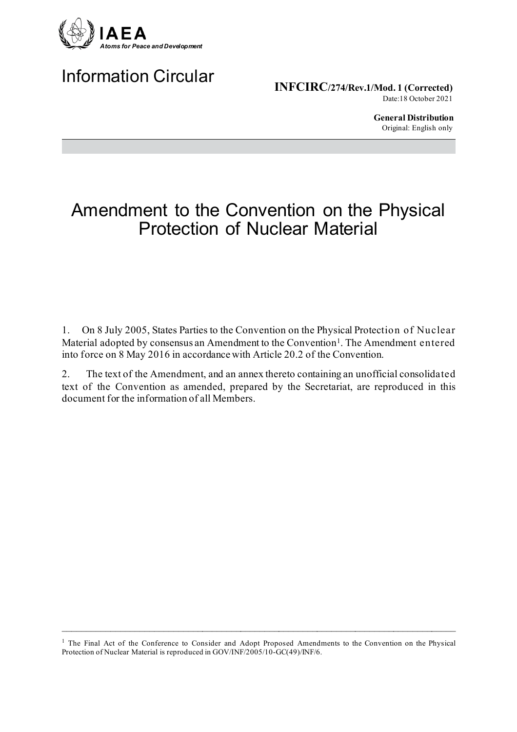IAEA
*Atoms for Peace and Development*

# Information Circular

**INFCIRC/274/Rev.1/Mod. 1 (Corrected)**
Date:18 October 2021

**General Distribution**
Original: English only

# Amendment to the Convention on the Physical Protection of Nuclear Material

1. On 8 July 2005, States Parties to the Convention on the Physical Protection of Nuclear Material adopted by consensus an Amendment to the Convention[1]. The Amendment entered into force on 8 May 2016 in accordance with Article 20.2 of the Convention.

2. The text of the Amendment, and an annex thereto containing an unofficial consolidated text of the Convention as amended, prepared by the Secretariat, are reproduced in this document for the information of all Members.

---

[1] The Final Act of the Conference to Consider and Adopt Proposed Amendments to the Convention on the Physical Protection of Nuclear Material is reproduced in GOV/INF/2005/10-GC(49)/INF/6.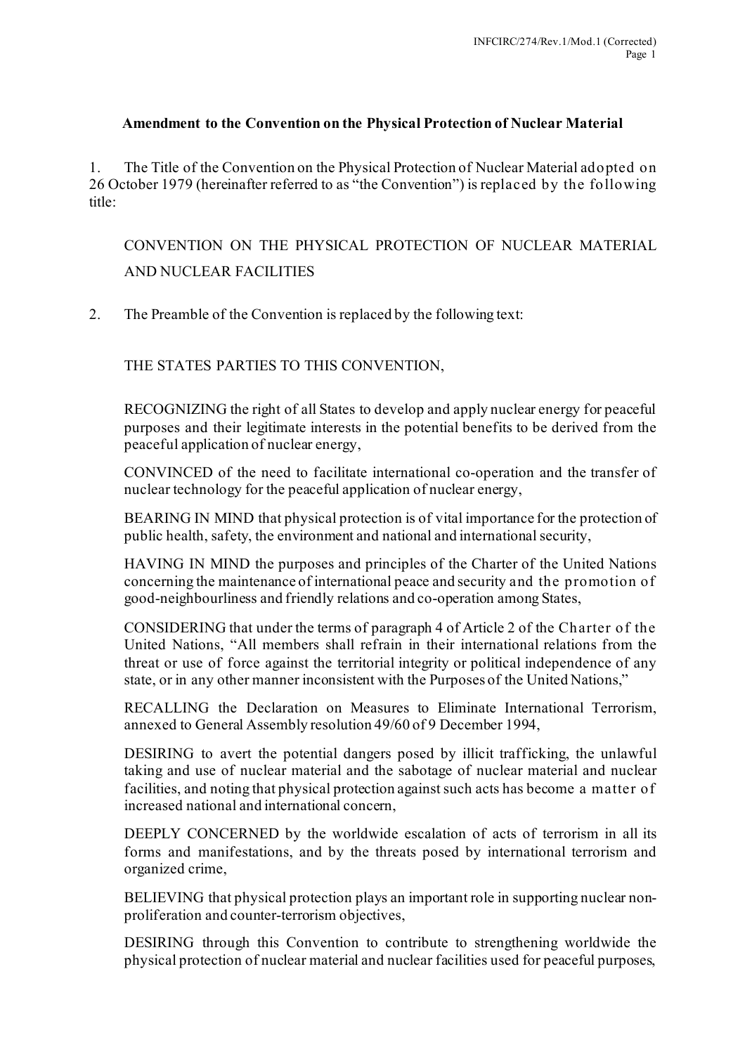**Amendment to the Convention on the Physical Protection of Nuclear Material**

1. The Title of the Convention on the Physical Protection of Nuclear Material adopted on 26 October 1979 (hereinafter referred to as "the Convention") is replaced by the following title:

> CONVENTION ON THE PHYSICAL PROTECTION OF NUCLEAR MATERIAL AND NUCLEAR FACILITIES

2. The Preamble of the Convention is replaced by the following text:

> THE STATES PARTIES TO THIS CONVENTION,
>
> RECOGNIZING the right of all States to develop and apply nuclear energy for peaceful purposes and their legitimate interests in the potential benefits to be derived from the peaceful application of nuclear energy,
>
> CONVINCED of the need to facilitate international co-operation and the transfer of nuclear technology for the peaceful application of nuclear energy,
>
> BEARING IN MIND that physical protection is of vital importance for the protection of public health, safety, the environment and national and international security,
>
> HAVING IN MIND the purposes and principles of the Charter of the United Nations concerning the maintenance of international peace and security and the promotion of good-neighbourliness and friendly relations and co-operation among States,
>
> CONSIDERING that under the terms of paragraph 4 of Article 2 of the Charter of the United Nations, "All members shall refrain in their international relations from the threat or use of force against the territorial integrity or political independence of any state, or in any other manner inconsistent with the Purposes of the United Nations,"
>
> RECALLING the Declaration on Measures to Eliminate International Terrorism, annexed to General Assembly resolution 49/60 of 9 December 1994,
>
> DESIRING to avert the potential dangers posed by illicit trafficking, the unlawful taking and use of nuclear material and the sabotage of nuclear material and nuclear facilities, and noting that physical protection against such acts has become a matter of increased national and international concern,
>
> DEEPLY CONCERNED by the worldwide escalation of acts of terrorism in all its forms and manifestations, and by the threats posed by international terrorism and organized crime,
>
> BELIEVING that physical protection plays an important role in supporting nuclear non-proliferation and counter-terrorism objectives,
>
> DESIRING through this Convention to contribute to strengthening worldwide the physical protection of nuclear material and nuclear facilities used for peaceful purposes,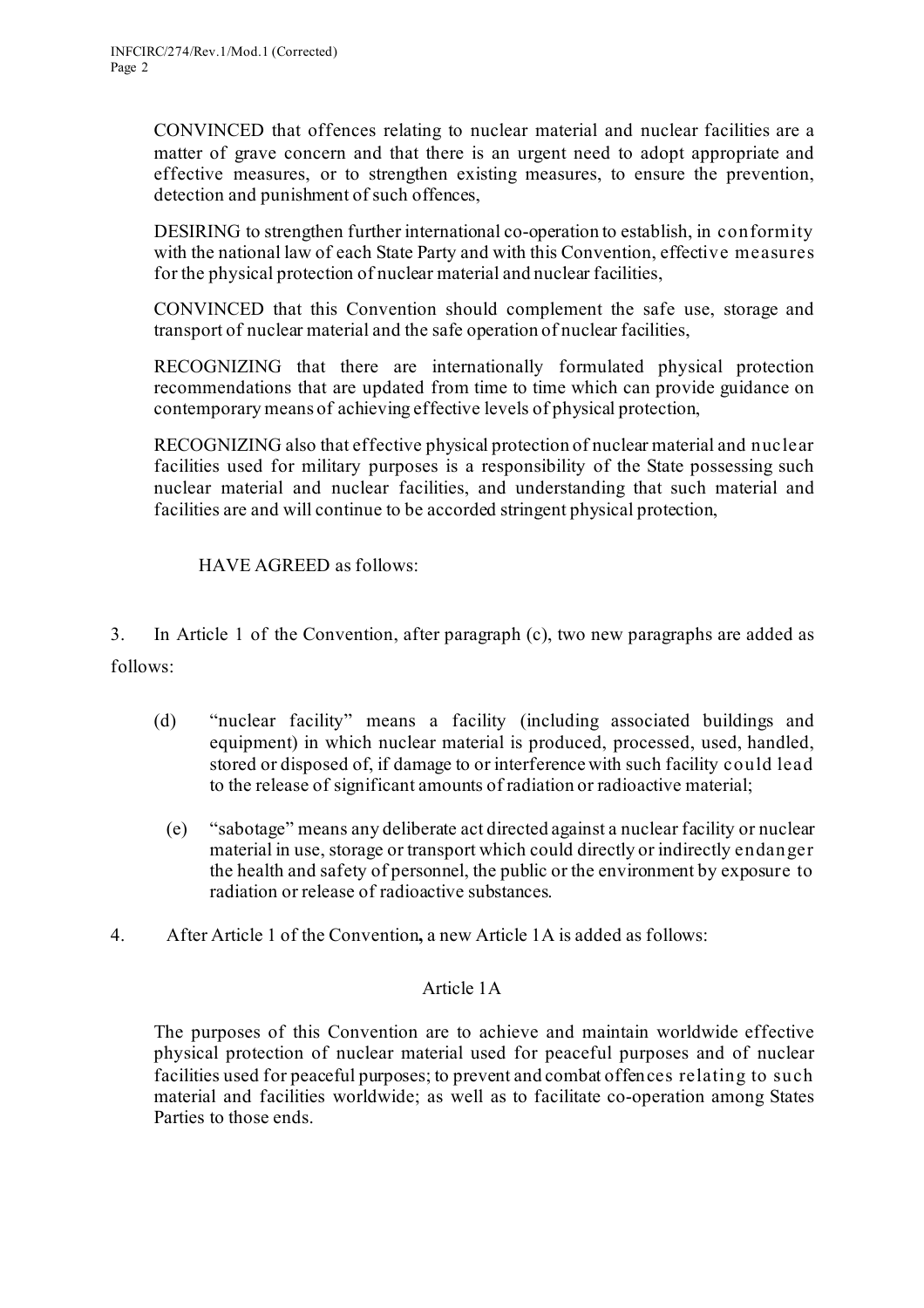CONVINCED that offences relating to nuclear material and nuclear facilities are a matter of grave concern and that there is an urgent need to adopt appropriate and effective measures, or to strengthen existing measures, to ensure the prevention, detection and punishment of such offences,

DESIRING to strengthen further international co-operation to establish, in conformity with the national law of each State Party and with this Convention, effective measures for the physical protection of nuclear material and nuclear facilities,

CONVINCED that this Convention should complement the safe use, storage and transport of nuclear material and the safe operation of nuclear facilities,

RECOGNIZING that there are internationally formulated physical protection recommendations that are updated from time to time which can provide guidance on contemporary means of achieving effective levels of physical protection,

RECOGNIZING also that effective physical protection of nuclear material and nuclear facilities used for military purposes is a responsibility of the State possessing such nuclear material and nuclear facilities, and understanding that such material and facilities are and will continue to be accorded stringent physical protection,

HAVE AGREED as follows:

3. In Article 1 of the Convention, after paragraph (c), two new paragraphs are added as follows:

(d) "nuclear facility" means a facility (including associated buildings and equipment) in which nuclear material is produced, processed, used, handled, stored or disposed of, if damage to or interference with such facility could lead to the release of significant amounts of radiation or radioactive material;

(e) "sabotage" means any deliberate act directed against a nuclear facility or nuclear material in use, storage or transport which could directly or indirectly endanger the health and safety of personnel, the public or the environment by exposure to radiation or release of radioactive substances.

4. After Article 1 of the Convention, a new Article 1A is added as follows:

Article 1A

The purposes of this Convention are to achieve and maintain worldwide effective physical protection of nuclear material used for peaceful purposes and of nuclear facilities used for peaceful purposes; to prevent and combat offences relating to such material and facilities worldwide; as well as to facilitate co-operation among States Parties to those ends.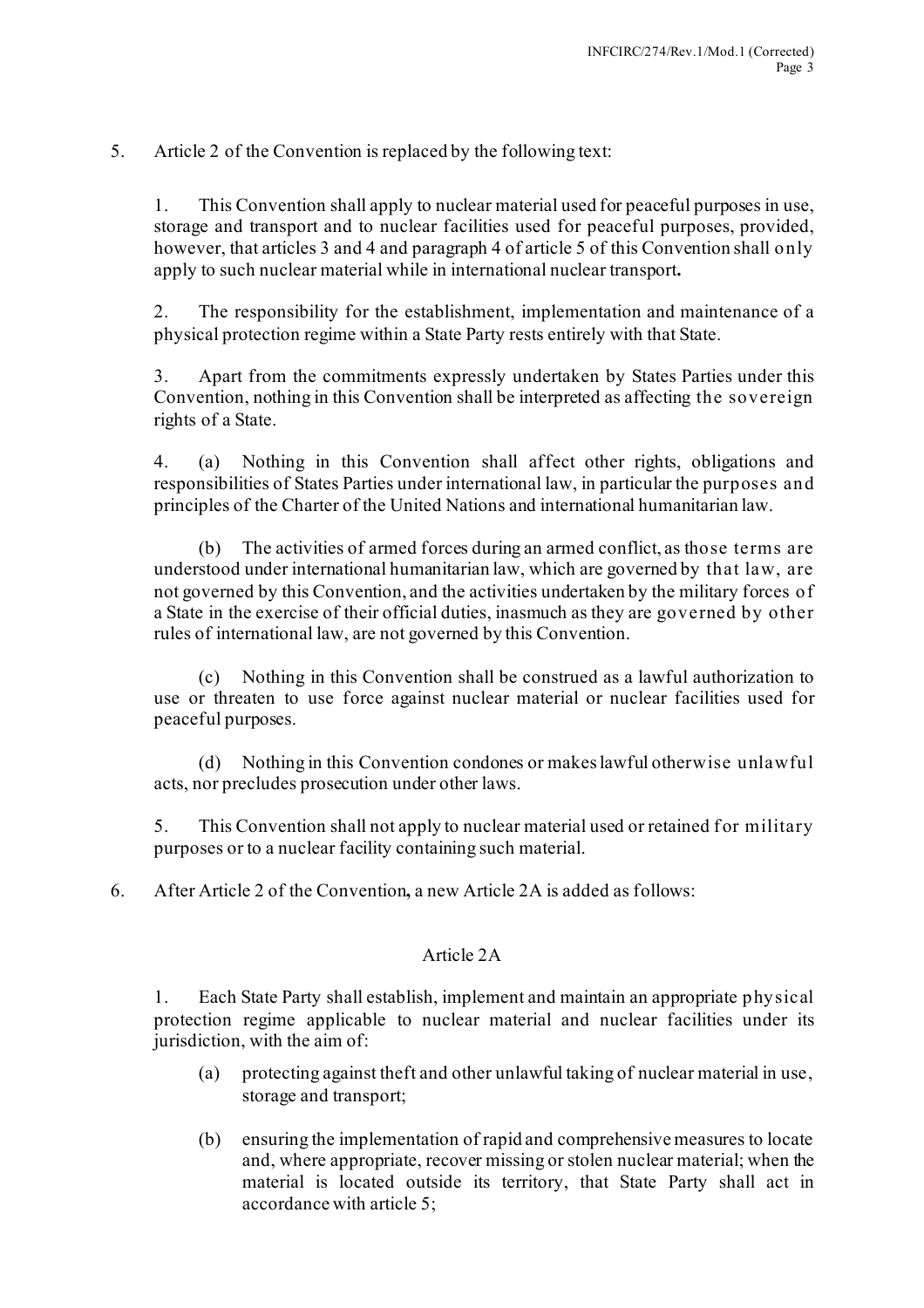5. Article 2 of the Convention is replaced by the following text:

1. This Convention shall apply to nuclear material used for peaceful purposes in use, storage and transport and to nuclear facilities used for peaceful purposes, provided, however, that articles 3 and 4 and paragraph 4 of article 5 of this Convention shall only apply to such nuclear material while in international nuclear transport**.**

2. The responsibility for the establishment, implementation and maintenance of a physical protection regime within a State Party rests entirely with that State.

3. Apart from the commitments expressly undertaken by States Parties under this Convention, nothing in this Convention shall be interpreted as affecting the sovereign rights of a State.

4. (a) Nothing in this Convention shall affect other rights, obligations and responsibilities of States Parties under international law, in particular the purposes and principles of the Charter of the United Nations and international humanitarian law.

(b) The activities of armed forces during an armed conflict, as those terms are understood under international humanitarian law, which are governed by that law, are not governed by this Convention, and the activities undertaken by the military forces of a State in the exercise of their official duties, inasmuch as they are governed by other rules of international law, are not governed by this Convention.

(c) Nothing in this Convention shall be construed as a lawful authorization to use or threaten to use force against nuclear material or nuclear facilities used for peaceful purposes.

(d) Nothing in this Convention condones or makes lawful otherwise unlawful acts, nor precludes prosecution under other laws.

5. This Convention shall not apply to nuclear material used or retained for military purposes or to a nuclear facility containing such material.

6. After Article 2 of the Convention**,** a new Article 2A is added as follows:

Article 2A

1. Each State Party shall establish, implement and maintain an appropriate physical protection regime applicable to nuclear material and nuclear facilities under its jurisdiction, with the aim of:

(a) protecting against theft and other unlawful taking of nuclear material in use, storage and transport;

(b) ensuring the implementation of rapid and comprehensive measures to locate and, where appropriate, recover missing or stolen nuclear material; when the material is located outside its territory, that State Party shall act in accordance with article 5;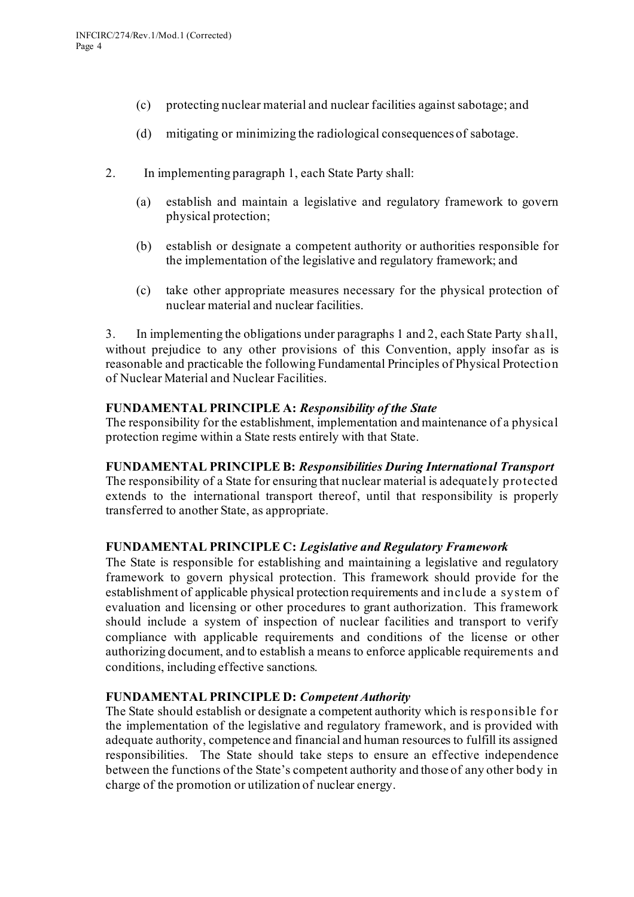(c) protecting nuclear material and nuclear facilities against sabotage; and

(d) mitigating or minimizing the radiological consequences of sabotage.

2. In implementing paragraph 1, each State Party shall:

(a) establish and maintain a legislative and regulatory framework to govern physical protection;

(b) establish or designate a competent authority or authorities responsible for the implementation of the legislative and regulatory framework; and

(c) take other appropriate measures necessary for the physical protection of nuclear material and nuclear facilities.

3. In implementing the obligations under paragraphs 1 and 2, each State Party shall, without prejudice to any other provisions of this Convention, apply insofar as is reasonable and practicable the following Fundamental Principles of Physical Protection of Nuclear Material and Nuclear Facilities.

**FUNDAMENTAL PRINCIPLE A:** ***Responsibility of the State***
The responsibility for the establishment, implementation and maintenance of a physical protection regime within a State rests entirely with that State.

**FUNDAMENTAL PRINCIPLE B:** ***Responsibilities During International Transport***
The responsibility of a State for ensuring that nuclear material is adequately protected extends to the international transport thereof, until that responsibility is properly transferred to another State, as appropriate.

**FUNDAMENTAL PRINCIPLE C:** ***Legislative and Regulatory Framework***
The State is responsible for establishing and maintaining a legislative and regulatory framework to govern physical protection. This framework should provide for the establishment of applicable physical protection requirements and include a system of evaluation and licensing or other procedures to grant authorization. This framework should include a system of inspection of nuclear facilities and transport to verify compliance with applicable requirements and conditions of the license or other authorizing document, and to establish a means to enforce applicable requirements and conditions, including effective sanctions.

**FUNDAMENTAL PRINCIPLE D:** ***Competent Authority***
The State should establish or designate a competent authority which is responsible for the implementation of the legislative and regulatory framework, and is provided with adequate authority, competence and financial and human resources to fulfill its assigned responsibilities. The State should take steps to ensure an effective independence between the functions of the State's competent authority and those of any other body in charge of the promotion or utilization of nuclear energy.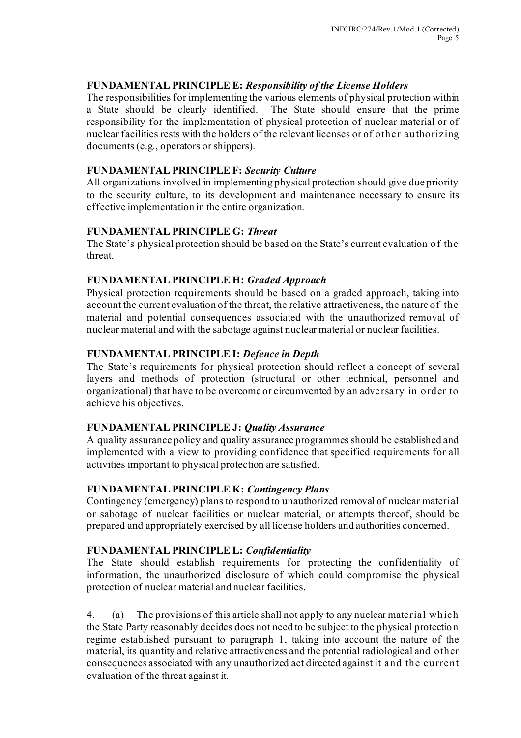**FUNDAMENTAL PRINCIPLE E:** ***Responsibility of the License Holders***
The responsibilities for implementing the various elements of physical protection within a State should be clearly identified. The State should ensure that the prime responsibility for the implementation of physical protection of nuclear material or of nuclear facilities rests with the holders of the relevant licenses or of other authorizing documents (e.g., operators or shippers).

**FUNDAMENTAL PRINCIPLE F:** ***Security Culture***
All organizations involved in implementing physical protection should give due priority to the security culture, to its development and maintenance necessary to ensure its effective implementation in the entire organization.

**FUNDAMENTAL PRINCIPLE G:** ***Threat***
The State's physical protection should be based on the State's current evaluation of the threat.

**FUNDAMENTAL PRINCIPLE H:** ***Graded Approach***
Physical protection requirements should be based on a graded approach, taking into account the current evaluation of the threat, the relative attractiveness, the nature of the material and potential consequences associated with the unauthorized removal of nuclear material and with the sabotage against nuclear material or nuclear facilities.

**FUNDAMENTAL PRINCIPLE I:** ***Defence in Depth***
The State's requirements for physical protection should reflect a concept of several layers and methods of protection (structural or other technical, personnel and organizational) that have to be overcome or circumvented by an adversary in order to achieve his objectives.

**FUNDAMENTAL PRINCIPLE J:** ***Quality Assurance***
A quality assurance policy and quality assurance programmes should be established and implemented with a view to providing confidence that specified requirements for all activities important to physical protection are satisfied.

**FUNDAMENTAL PRINCIPLE K:** ***Contingency Plans***
Contingency (emergency) plans to respond to unauthorized removal of nuclear material or sabotage of nuclear facilities or nuclear material, or attempts thereof, should be prepared and appropriately exercised by all license holders and authorities concerned.

**FUNDAMENTAL PRINCIPLE L:** ***Confidentiality***
The State should establish requirements for protecting the confidentiality of information, the unauthorized disclosure of which could compromise the physical protection of nuclear material and nuclear facilities.

4. (a) The provisions of this article shall not apply to any nuclear material which the State Party reasonably decides does not need to be subject to the physical protection regime established pursuant to paragraph 1, taking into account the nature of the material, its quantity and relative attractiveness and the potential radiological and other consequences associated with any unauthorized act directed against it and the current evaluation of the threat against it.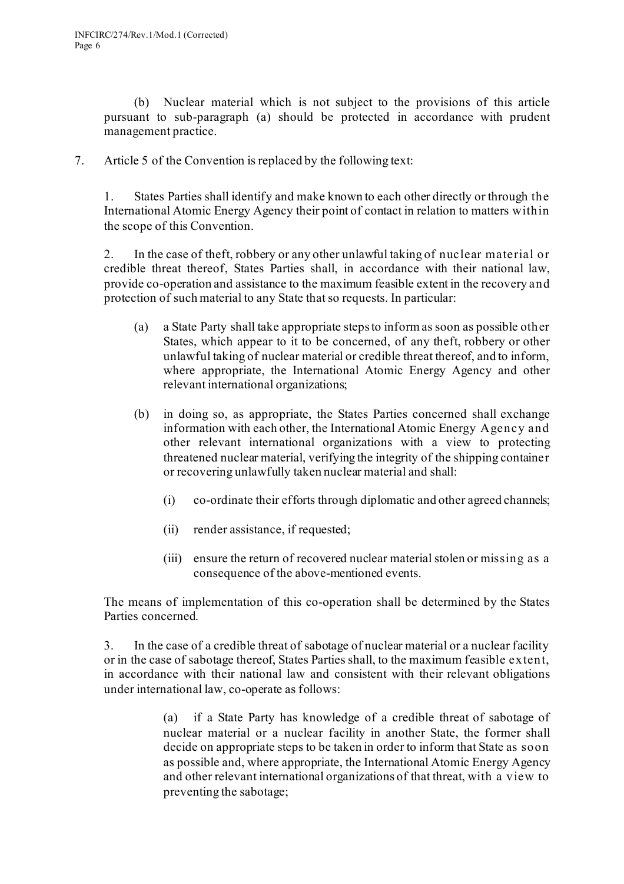(b) Nuclear material which is not subject to the provisions of this article pursuant to sub-paragraph (a) should be protected in accordance with prudent management practice.

7. Article 5 of the Convention is replaced by the following text:

1. States Parties shall identify and make known to each other directly or through the International Atomic Energy Agency their point of contact in relation to matters within the scope of this Convention.

2. In the case of theft, robbery or any other unlawful taking of nuclear material or credible threat thereof, States Parties shall, in accordance with their national law, provide co-operation and assistance to the maximum feasible extent in the recovery and protection of such material to any State that so requests. In particular:

(a) a State Party shall take appropriate steps to inform as soon as possible other States, which appear to it to be concerned, of any theft, robbery or other unlawful taking of nuclear material or credible threat thereof, and to inform, where appropriate, the International Atomic Energy Agency and other relevant international organizations;

(b) in doing so, as appropriate, the States Parties concerned shall exchange information with each other, the International Atomic Energy Agency and other relevant international organizations with a view to protecting threatened nuclear material, verifying the integrity of the shipping container or recovering unlawfully taken nuclear material and shall:

(i) co-ordinate their efforts through diplomatic and other agreed channels;

(ii) render assistance, if requested;

(iii) ensure the return of recovered nuclear material stolen or missing as a consequence of the above-mentioned events.

The means of implementation of this co-operation shall be determined by the States Parties concerned.

3. In the case of a credible threat of sabotage of nuclear material or a nuclear facility or in the case of sabotage thereof, States Parties shall, to the maximum feasible extent, in accordance with their national law and consistent with their relevant obligations under international law, co-operate as follows:

(a) if a State Party has knowledge of a credible threat of sabotage of nuclear material or a nuclear facility in another State, the former shall decide on appropriate steps to be taken in order to inform that State as soon as possible and, where appropriate, the International Atomic Energy Agency and other relevant international organizations of that threat, with a view to preventing the sabotage;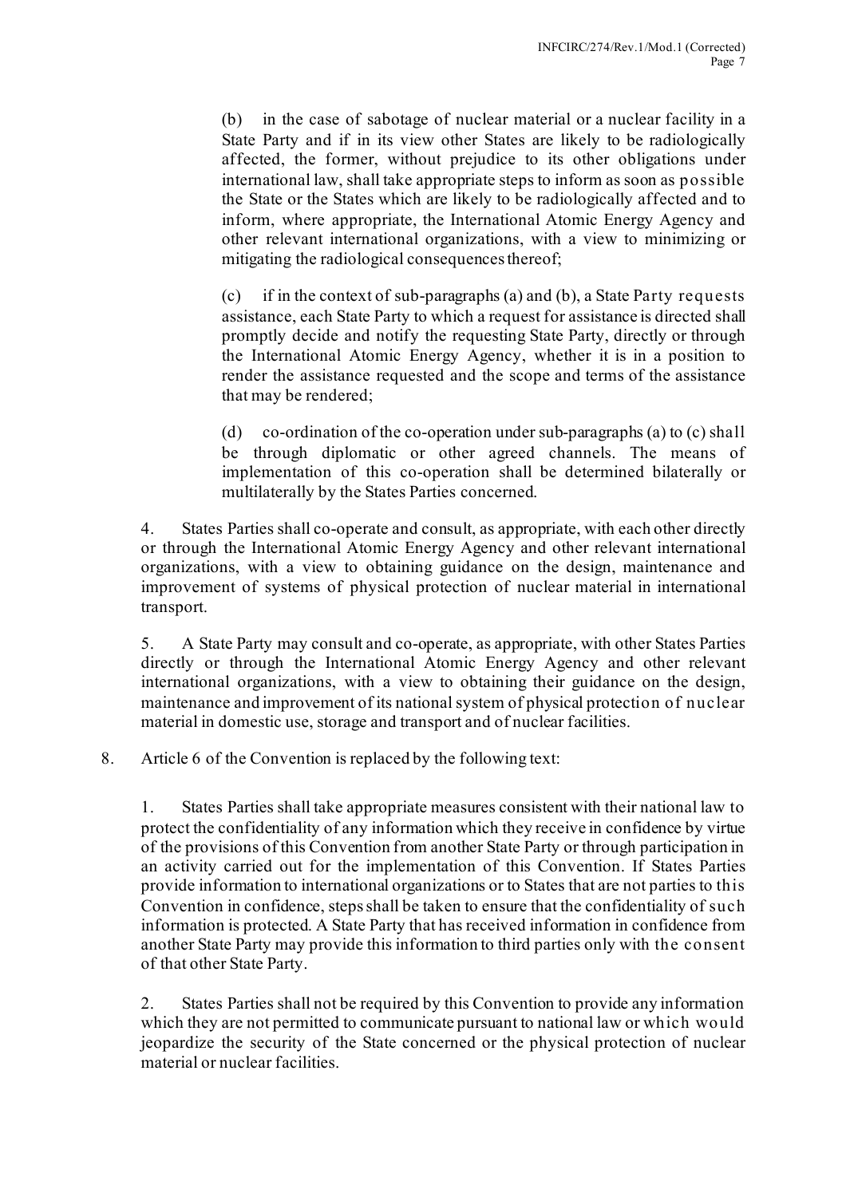(b) in the case of sabotage of nuclear material or a nuclear facility in a State Party and if in its view other States are likely to be radiologically affected, the former, without prejudice to its other obligations under international law, shall take appropriate steps to inform as soon as possible the State or the States which are likely to be radiologically affected and to inform, where appropriate, the International Atomic Energy Agency and other relevant international organizations, with a view to minimizing or mitigating the radiological consequences thereof;

(c) if in the context of sub-paragraphs (a) and (b), a State Party requests assistance, each State Party to which a request for assistance is directed shall promptly decide and notify the requesting State Party, directly or through the International Atomic Energy Agency, whether it is in a position to render the assistance requested and the scope and terms of the assistance that may be rendered;

(d) co-ordination of the co-operation under sub-paragraphs (a) to (c) shall be through diplomatic or other agreed channels. The means of implementation of this co-operation shall be determined bilaterally or multilaterally by the States Parties concerned.

4. States Parties shall co-operate and consult, as appropriate, with each other directly or through the International Atomic Energy Agency and other relevant international organizations, with a view to obtaining guidance on the design, maintenance and improvement of systems of physical protection of nuclear material in international transport.

5. A State Party may consult and co-operate, as appropriate, with other States Parties directly or through the International Atomic Energy Agency and other relevant international organizations, with a view to obtaining their guidance on the design, maintenance and improvement of its national system of physical protection of nuclear material in domestic use, storage and transport and of nuclear facilities.

8. Article 6 of the Convention is replaced by the following text:

1. States Parties shall take appropriate measures consistent with their national law to protect the confidentiality of any information which they receive in confidence by virtue of the provisions of this Convention from another State Party or through participation in an activity carried out for the implementation of this Convention. If States Parties provide information to international organizations or to States that are not parties to this Convention in confidence, steps shall be taken to ensure that the confidentiality of such information is protected. A State Party that has received information in confidence from another State Party may provide this information to third parties only with the consent of that other State Party.

2. States Parties shall not be required by this Convention to provide any information which they are not permitted to communicate pursuant to national law or which would jeopardize the security of the State concerned or the physical protection of nuclear material or nuclear facilities.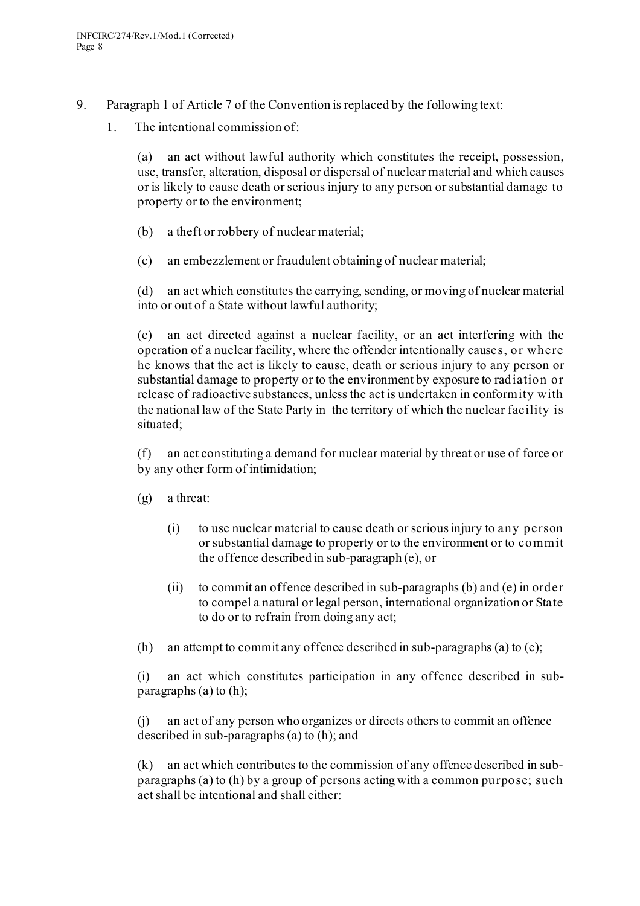9. Paragraph 1 of Article 7 of the Convention is replaced by the following text:

 1. The intentional commission of:

 (a) an act without lawful authority which constitutes the receipt, possession, use, transfer, alteration, disposal or dispersal of nuclear material and which causes or is likely to cause death or serious injury to any person or substantial damage to property or to the environment;

 (b) a theft or robbery of nuclear material;

 (c) an embezzlement or fraudulent obtaining of nuclear material;

 (d) an act which constitutes the carrying, sending, or moving of nuclear material into or out of a State without lawful authority;

 (e) an act directed against a nuclear facility, or an act interfering with the operation of a nuclear facility, where the offender intentionally causes, or where he knows that the act is likely to cause, death or serious injury to any person or substantial damage to property or to the environment by exposure to radiation or release of radioactive substances, unless the act is undertaken in conformity with the national law of the State Party in the territory of which the nuclear facility is situated;

 (f) an act constituting a demand for nuclear material by threat or use of force or by any other form of intimidation;

 (g) a threat:

 (i) to use nuclear material to cause death or serious injury to any person or substantial damage to property or to the environment or to commit the offence described in sub-paragraph (e), or

 (ii) to commit an offence described in sub-paragraphs (b) and (e) in order to compel a natural or legal person, international organization or State to do or to refrain from doing any act;

 (h) an attempt to commit any offence described in sub-paragraphs (a) to (e);

 (i) an act which constitutes participation in any offence described in sub-paragraphs (a) to (h);

 (j) an act of any person who organizes or directs others to commit an offence described in sub-paragraphs (a) to (h); and

 (k) an act which contributes to the commission of any offence described in sub-paragraphs (a) to (h) by a group of persons acting with a common purpose; such act shall be intentional and shall either: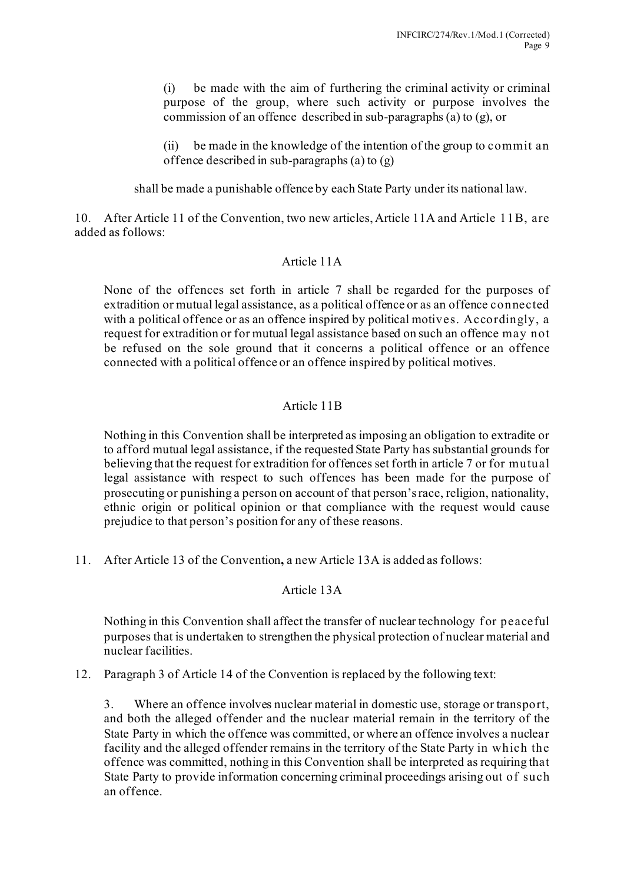(i) be made with the aim of furthering the criminal activity or criminal purpose of the group, where such activity or purpose involves the commission of an offence described in sub-paragraphs (a) to (g), or

(ii) be made in the knowledge of the intention of the group to commit an offence described in sub-paragraphs (a) to (g)

shall be made a punishable offence by each State Party under its national law.

10. After Article 11 of the Convention, two new articles, Article 11A and Article 11B, are added as follows:

Article 11A

None of the offences set forth in article 7 shall be regarded for the purposes of extradition or mutual legal assistance, as a political offence or as an offence connected with a political offence or as an offence inspired by political motives. Accordingly, a request for extradition or for mutual legal assistance based on such an offence may not be refused on the sole ground that it concerns a political offence or an offence connected with a political offence or an offence inspired by political motives.

Article 11B

Nothing in this Convention shall be interpreted as imposing an obligation to extradite or to afford mutual legal assistance, if the requested State Party has substantial grounds for believing that the request for extradition for offences set forth in article 7 or for mutual legal assistance with respect to such offences has been made for the purpose of prosecuting or punishing a person on account of that person's race, religion, nationality, ethnic origin or political opinion or that compliance with the request would cause prejudice to that person's position for any of these reasons.

11. After Article 13 of the Convention**,** a new Article 13A is added as follows:

Article 13A

Nothing in this Convention shall affect the transfer of nuclear technology for peaceful purposes that is undertaken to strengthen the physical protection of nuclear material and nuclear facilities.

12. Paragraph 3 of Article 14 of the Convention is replaced by the following text:

3. Where an offence involves nuclear material in domestic use, storage or transport, and both the alleged offender and the nuclear material remain in the territory of the State Party in which the offence was committed, or where an offence involves a nuclear facility and the alleged offender remains in the territory of the State Party in which the offence was committed, nothing in this Convention shall be interpreted as requiring that State Party to provide information concerning criminal proceedings arising out of such an offence.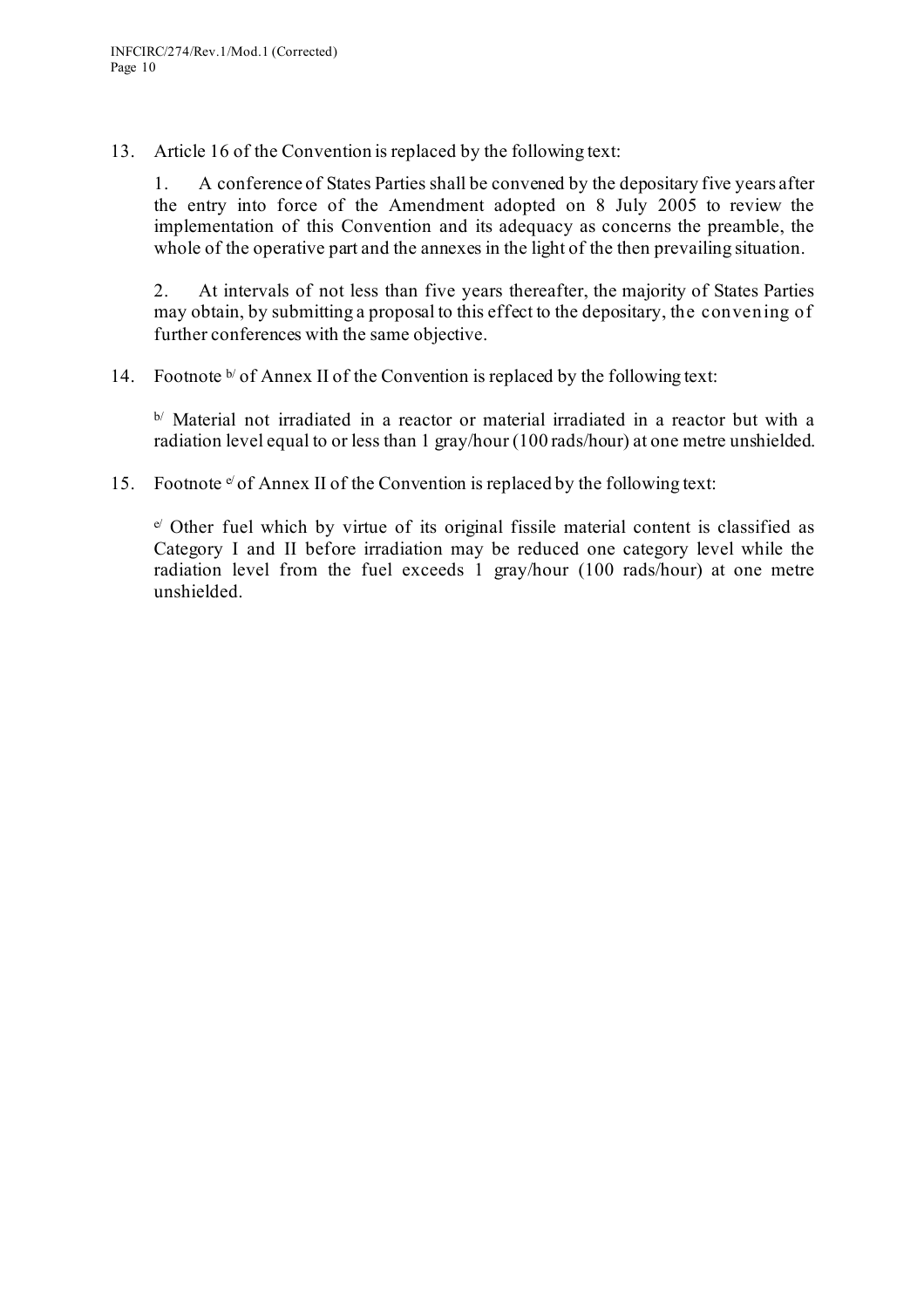13. Article 16 of the Convention is replaced by the following text:

    1. A conference of States Parties shall be convened by the depositary five years after the entry into force of the Amendment adopted on 8 July 2005 to review the implementation of this Convention and its adequacy as concerns the preamble, the whole of the operative part and the annexes in the light of the then prevailing situation.

    2. At intervals of not less than five years thereafter, the majority of States Parties may obtain, by submitting a proposal to this effect to the depositary, the convening of further conferences with the same objective.

14. Footnote [b/] of Annex II of the Convention is replaced by the following text:

    [b/] Material not irradiated in a reactor or material irradiated in a reactor but with a radiation level equal to or less than 1 gray/hour (100 rads/hour) at one metre unshielded.

15. Footnote [e/] of Annex II of the Convention is replaced by the following text:

    [e/] Other fuel which by virtue of its original fissile material content is classified as Category I and II before irradiation may be reduced one category level while the radiation level from the fuel exceeds 1 gray/hour (100 rads/hour) at one metre unshielded.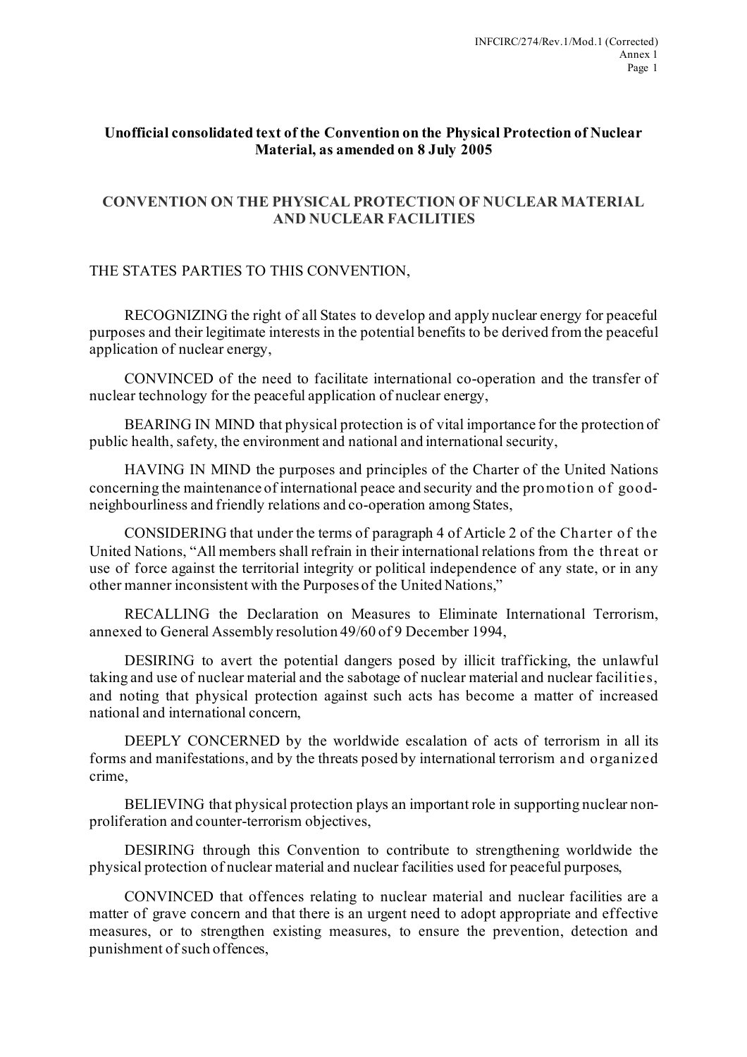**Unofficial consolidated text of the Convention on the Physical Protection of Nuclear Material, as amended on 8 July 2005**

**CONVENTION ON THE PHYSICAL PROTECTION OF NUCLEAR MATERIAL AND NUCLEAR FACILITIES**

THE STATES PARTIES TO THIS CONVENTION,

RECOGNIZING the right of all States to develop and apply nuclear energy for peaceful purposes and their legitimate interests in the potential benefits to be derived from the peaceful application of nuclear energy,

CONVINCED of the need to facilitate international co-operation and the transfer of nuclear technology for the peaceful application of nuclear energy,

BEARING IN MIND that physical protection is of vital importance for the protection of public health, safety, the environment and national and international security,

HAVING IN MIND the purposes and principles of the Charter of the United Nations concerning the maintenance of international peace and security and the promotion of good-neighbourliness and friendly relations and co-operation among States,

CONSIDERING that under the terms of paragraph 4 of Article 2 of the Charter of the United Nations, "All members shall refrain in their international relations from the threat or use of force against the territorial integrity or political independence of any state, or in any other manner inconsistent with the Purposes of the United Nations,"

RECALLING the Declaration on Measures to Eliminate International Terrorism, annexed to General Assembly resolution 49/60 of 9 December 1994,

DESIRING to avert the potential dangers posed by illicit trafficking, the unlawful taking and use of nuclear material and the sabotage of nuclear material and nuclear facilities, and noting that physical protection against such acts has become a matter of increased national and international concern,

DEEPLY CONCERNED by the worldwide escalation of acts of terrorism in all its forms and manifestations, and by the threats posed by international terrorism and organized crime,

BELIEVING that physical protection plays an important role in supporting nuclear non-proliferation and counter-terrorism objectives,

DESIRING through this Convention to contribute to strengthening worldwide the physical protection of nuclear material and nuclear facilities used for peaceful purposes,

CONVINCED that offences relating to nuclear material and nuclear facilities are a matter of grave concern and that there is an urgent need to adopt appropriate and effective measures, or to strengthen existing measures, to ensure the prevention, detection and punishment of such offences,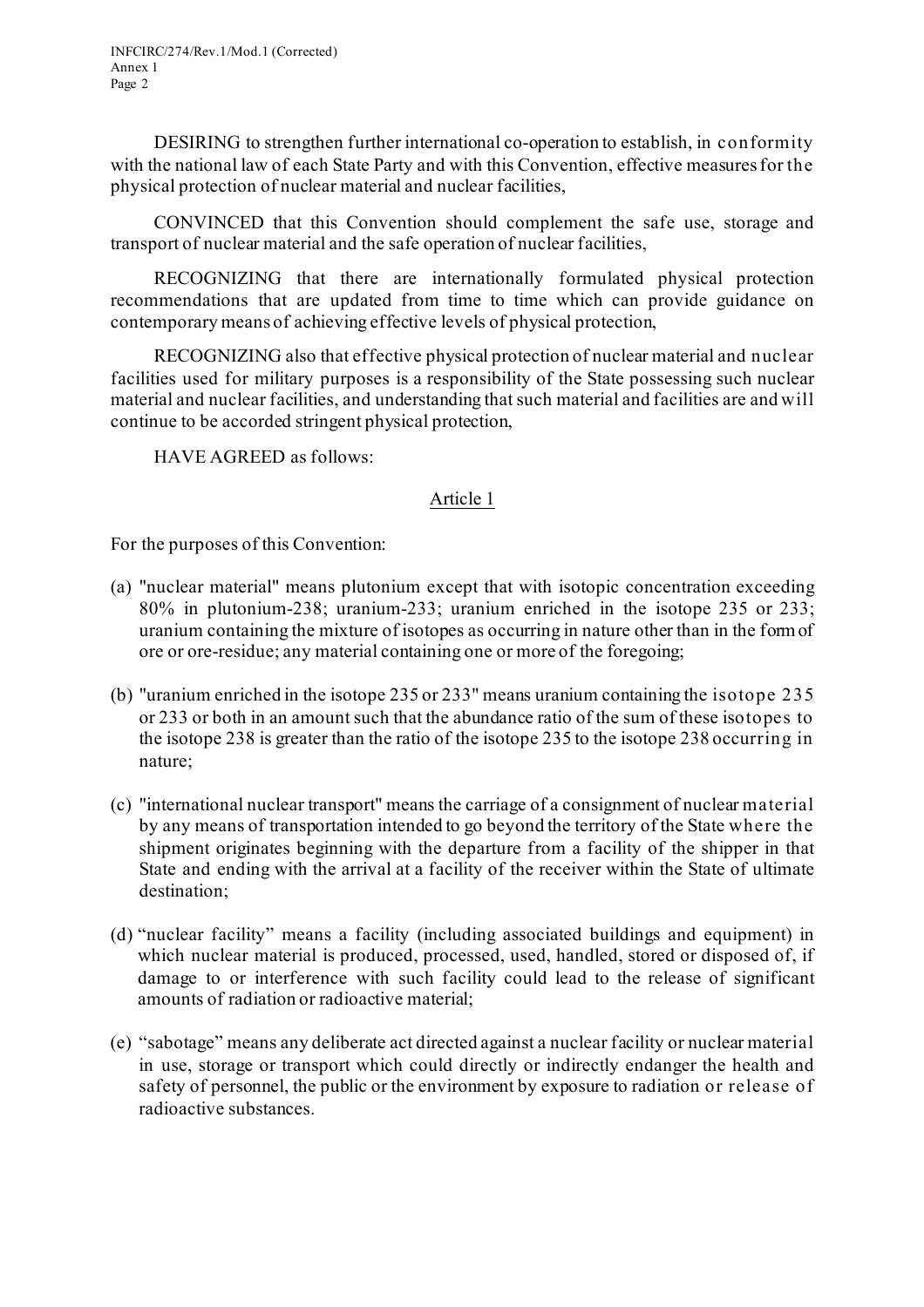DESIRING to strengthen further international co-operation to establish, in conformity with the national law of each State Party and with this Convention, effective measures for the physical protection of nuclear material and nuclear facilities,

CONVINCED that this Convention should complement the safe use, storage and transport of nuclear material and the safe operation of nuclear facilities,

RECOGNIZING that there are internationally formulated physical protection recommendations that are updated from time to time which can provide guidance on contemporary means of achieving effective levels of physical protection,

RECOGNIZING also that effective physical protection of nuclear material and nuclear facilities used for military purposes is a responsibility of the State possessing such nuclear material and nuclear facilities, and understanding that such material and facilities are and will continue to be accorded stringent physical protection,

HAVE AGREED as follows:

## Article 1

For the purposes of this Convention:

(a) "nuclear material" means plutonium except that with isotopic concentration exceeding 80% in plutonium-238; uranium-233; uranium enriched in the isotope 235 or 233; uranium containing the mixture of isotopes as occurring in nature other than in the form of ore or ore-residue; any material containing one or more of the foregoing;

(b) "uranium enriched in the isotope 235 or 233" means uranium containing the isotope 235 or 233 or both in an amount such that the abundance ratio of the sum of these isotopes to the isotope 238 is greater than the ratio of the isotope 235 to the isotope 238 occurring in nature;

(c) "international nuclear transport" means the carriage of a consignment of nuclear material by any means of transportation intended to go beyond the territory of the State where the shipment originates beginning with the departure from a facility of the shipper in that State and ending with the arrival at a facility of the receiver within the State of ultimate destination;

(d) "nuclear facility" means a facility (including associated buildings and equipment) in which nuclear material is produced, processed, used, handled, stored or disposed of, if damage to or interference with such facility could lead to the release of significant amounts of radiation or radioactive material;

(e) "sabotage" means any deliberate act directed against a nuclear facility or nuclear material in use, storage or transport which could directly or indirectly endanger the health and safety of personnel, the public or the environment by exposure to radiation or release of radioactive substances.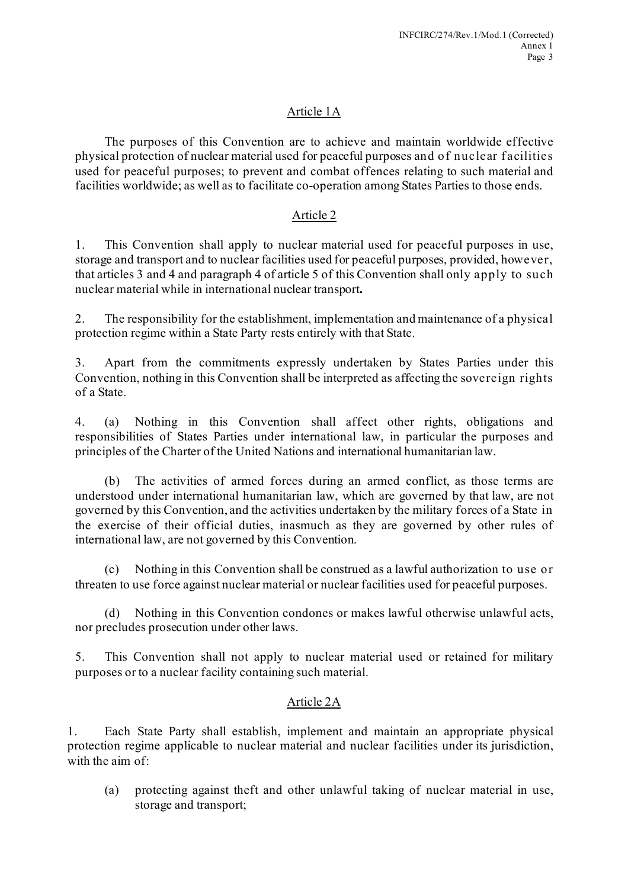## Article 1A

The purposes of this Convention are to achieve and maintain worldwide effective physical protection of nuclear material used for peaceful purposes and of nuclear facilities used for peaceful purposes; to prevent and combat offences relating to such material and facilities worldwide; as well as to facilitate co-operation among States Parties to those ends.

## Article 2

1. This Convention shall apply to nuclear material used for peaceful purposes in use, storage and transport and to nuclear facilities used for peaceful purposes, provided, however, that articles 3 and 4 and paragraph 4 of article 5 of this Convention shall only apply to such nuclear material while in international nuclear transport**.**

2. The responsibility for the establishment, implementation and maintenance of a physical protection regime within a State Party rests entirely with that State.

3. Apart from the commitments expressly undertaken by States Parties under this Convention, nothing in this Convention shall be interpreted as affecting the sovereign rights of a State.

4. (a) Nothing in this Convention shall affect other rights, obligations and responsibilities of States Parties under international law, in particular the purposes and principles of the Charter of the United Nations and international humanitarian law.

(b) The activities of armed forces during an armed conflict, as those terms are understood under international humanitarian law, which are governed by that law, are not governed by this Convention, and the activities undertaken by the military forces of a State in the exercise of their official duties, inasmuch as they are governed by other rules of international law, are not governed by this Convention.

(c) Nothing in this Convention shall be construed as a lawful authorization to use or threaten to use force against nuclear material or nuclear facilities used for peaceful purposes.

(d) Nothing in this Convention condones or makes lawful otherwise unlawful acts, nor precludes prosecution under other laws.

5. This Convention shall not apply to nuclear material used or retained for military purposes or to a nuclear facility containing such material.

## Article 2A

1. Each State Party shall establish, implement and maintain an appropriate physical protection regime applicable to nuclear material and nuclear facilities under its jurisdiction, with the aim of:

(a) protecting against theft and other unlawful taking of nuclear material in use, storage and transport;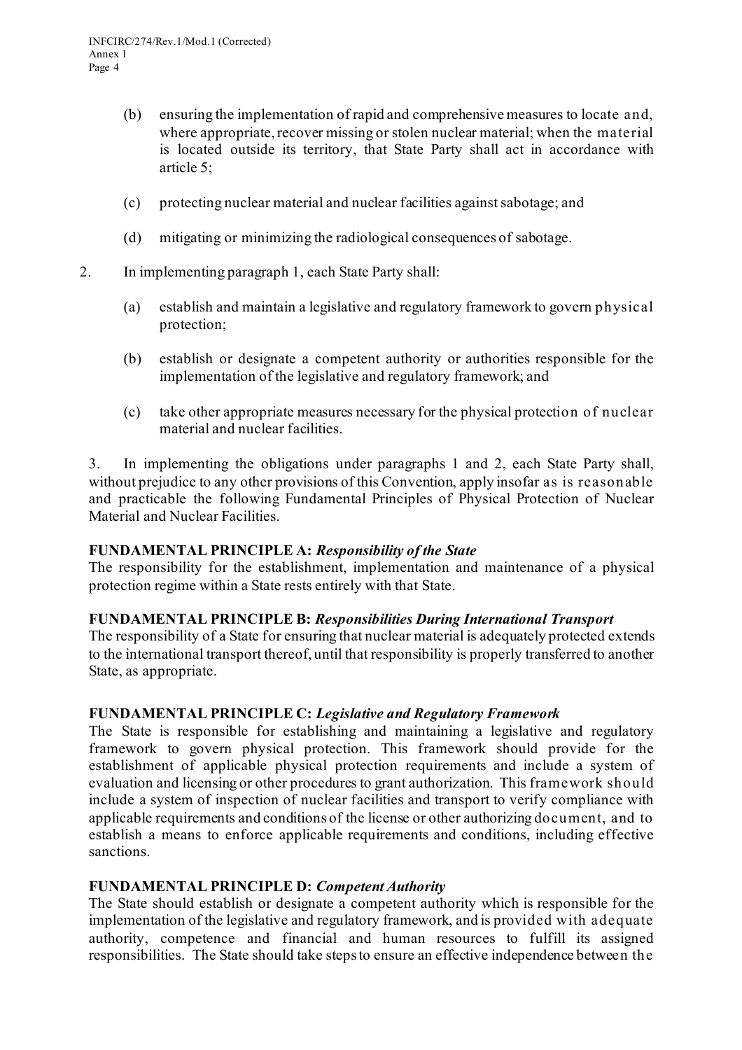(b) ensuring the implementation of rapid and comprehensive measures to locate and, where appropriate, recover missing or stolen nuclear material; when the material is located outside its territory, that State Party shall act in accordance with article 5;

(c) protecting nuclear material and nuclear facilities against sabotage; and

(d) mitigating or minimizing the radiological consequences of sabotage.

2. In implementing paragraph 1, each State Party shall:

(a) establish and maintain a legislative and regulatory framework to govern physical protection;

(b) establish or designate a competent authority or authorities responsible for the implementation of the legislative and regulatory framework; and

(c) take other appropriate measures necessary for the physical protection of nuclear material and nuclear facilities.

3. In implementing the obligations under paragraphs 1 and 2, each State Party shall, without prejudice to any other provisions of this Convention, apply insofar as is reasonable and practicable the following Fundamental Principles of Physical Protection of Nuclear Material and Nuclear Facilities.

**FUNDAMENTAL PRINCIPLE A:** ***Responsibility of the State***
The responsibility for the establishment, implementation and maintenance of a physical protection regime within a State rests entirely with that State.

**FUNDAMENTAL PRINCIPLE B:** ***Responsibilities During International Transport***
The responsibility of a State for ensuring that nuclear material is adequately protected extends to the international transport thereof, until that responsibility is properly transferred to another State, as appropriate.

**FUNDAMENTAL PRINCIPLE C:** ***Legislative and Regulatory Framework***
The State is responsible for establishing and maintaining a legislative and regulatory framework to govern physical protection. This framework should provide for the establishment of applicable physical protection requirements and include a system of evaluation and licensing or other procedures to grant authorization. This framework should include a system of inspection of nuclear facilities and transport to verify compliance with applicable requirements and conditions of the license or other authorizing document, and to establish a means to enforce applicable requirements and conditions, including effective sanctions.

**FUNDAMENTAL PRINCIPLE D:** ***Competent Authority***
The State should establish or designate a competent authority which is responsible for the implementation of the legislative and regulatory framework, and is provided with adequate authority, competence and financial and human resources to fulfill its assigned responsibilities. The State should take steps to ensure an effective independence between the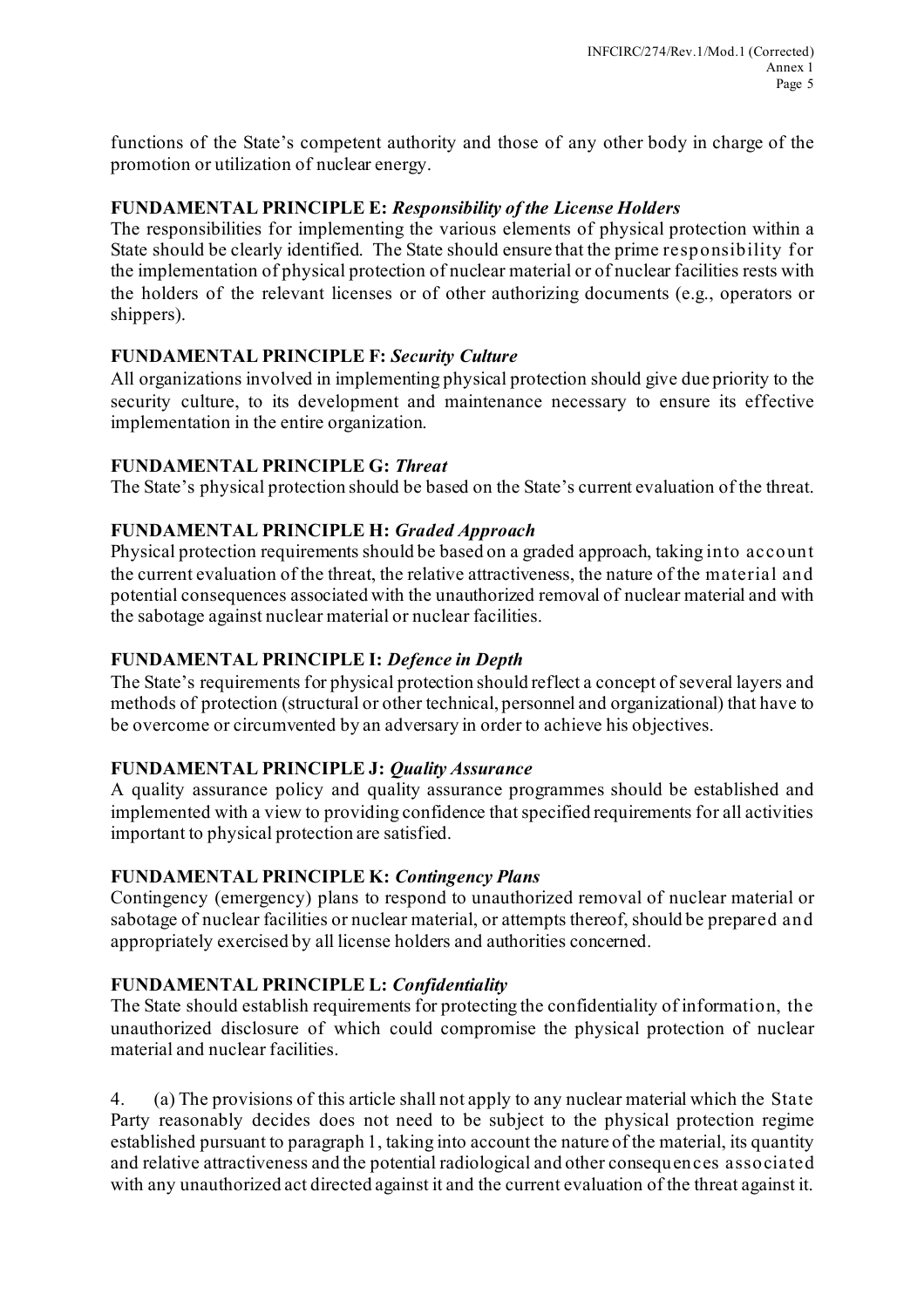functions of the State's competent authority and those of any other body in charge of the promotion or utilization of nuclear energy.

**FUNDAMENTAL PRINCIPLE E:** ***Responsibility of the License Holders***
The responsibilities for implementing the various elements of physical protection within a State should be clearly identified. The State should ensure that the prime responsibility for the implementation of physical protection of nuclear material or of nuclear facilities rests with the holders of the relevant licenses or of other authorizing documents (e.g., operators or shippers).

**FUNDAMENTAL PRINCIPLE F:** ***Security Culture***
All organizations involved in implementing physical protection should give due priority to the security culture, to its development and maintenance necessary to ensure its effective implementation in the entire organization.

**FUNDAMENTAL PRINCIPLE G:** ***Threat***
The State's physical protection should be based on the State's current evaluation of the threat.

**FUNDAMENTAL PRINCIPLE H:** ***Graded Approach***
Physical protection requirements should be based on a graded approach, taking into account the current evaluation of the threat, the relative attractiveness, the nature of the material and potential consequences associated with the unauthorized removal of nuclear material and with the sabotage against nuclear material or nuclear facilities.

**FUNDAMENTAL PRINCIPLE I:** ***Defence in Depth***
The State's requirements for physical protection should reflect a concept of several layers and methods of protection (structural or other technical, personnel and organizational) that have to be overcome or circumvented by an adversary in order to achieve his objectives.

**FUNDAMENTAL PRINCIPLE J:** ***Quality Assurance***
A quality assurance policy and quality assurance programmes should be established and implemented with a view to providing confidence that specified requirements for all activities important to physical protection are satisfied.

**FUNDAMENTAL PRINCIPLE K:** ***Contingency Plans***
Contingency (emergency) plans to respond to unauthorized removal of nuclear material or sabotage of nuclear facilities or nuclear material, or attempts thereof, should be prepared and appropriately exercised by all license holders and authorities concerned.

**FUNDAMENTAL PRINCIPLE L:** ***Confidentiality***
The State should establish requirements for protecting the confidentiality of information, the unauthorized disclosure of which could compromise the physical protection of nuclear material and nuclear facilities.

4. (a) The provisions of this article shall not apply to any nuclear material which the State Party reasonably decides does not need to be subject to the physical protection regime established pursuant to paragraph 1, taking into account the nature of the material, its quantity and relative attractiveness and the potential radiological and other consequences associated with any unauthorized act directed against it and the current evaluation of the threat against it.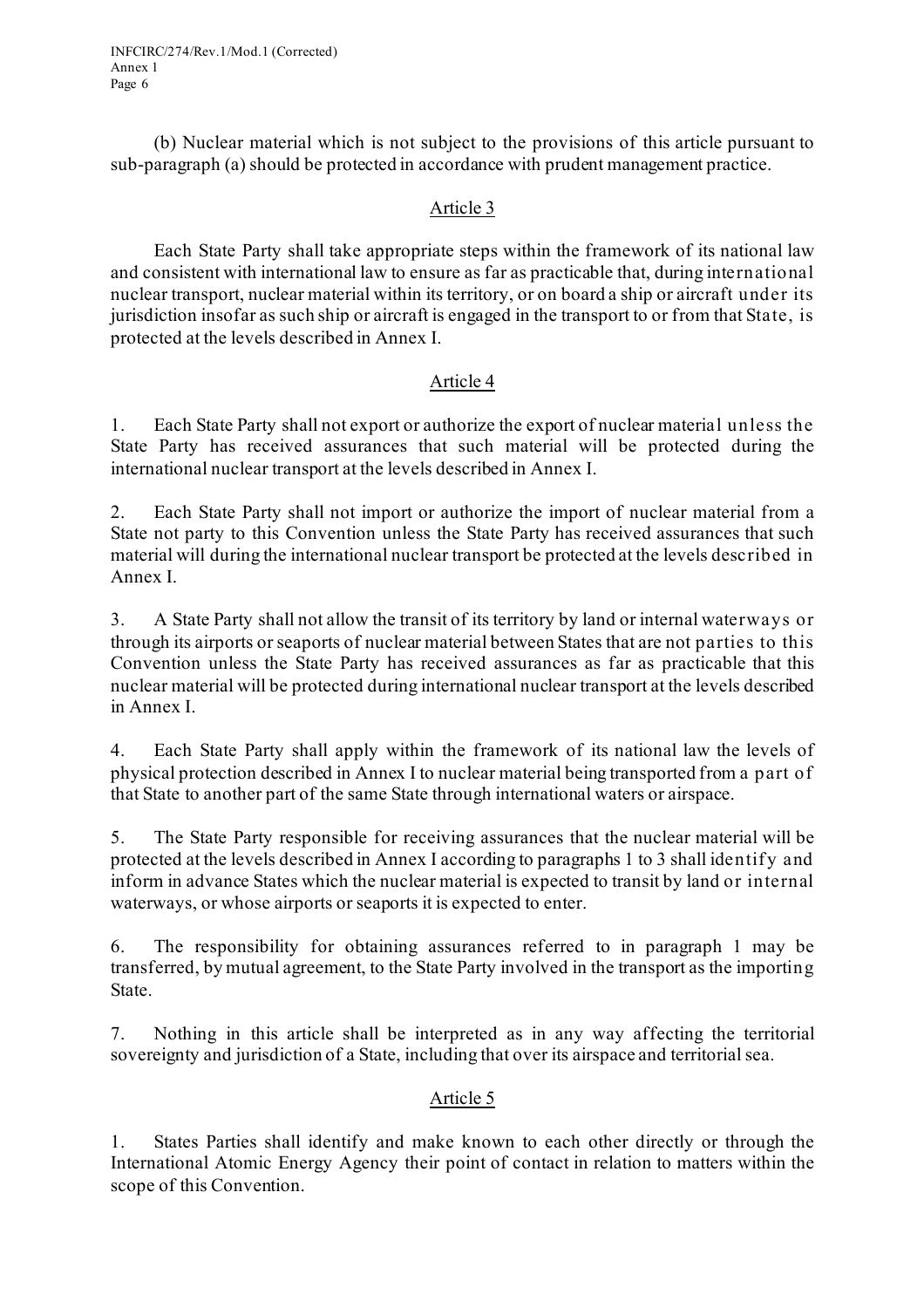(b) Nuclear material which is not subject to the provisions of this article pursuant to sub-paragraph (a) should be protected in accordance with prudent management practice.

## Article 3

Each State Party shall take appropriate steps within the framework of its national law and consistent with international law to ensure as far as practicable that, during international nuclear transport, nuclear material within its territory, or on board a ship or aircraft under its jurisdiction insofar as such ship or aircraft is engaged in the transport to or from that State, is protected at the levels described in Annex I.

## Article 4

1. Each State Party shall not export or authorize the export of nuclear material unless the State Party has received assurances that such material will be protected during the international nuclear transport at the levels described in Annex I.

2. Each State Party shall not import or authorize the import of nuclear material from a State not party to this Convention unless the State Party has received assurances that such material will during the international nuclear transport be protected at the levels described in Annex I.

3. A State Party shall not allow the transit of its territory by land or internal waterways or through its airports or seaports of nuclear material between States that are not parties to this Convention unless the State Party has received assurances as far as practicable that this nuclear material will be protected during international nuclear transport at the levels described in Annex I.

4. Each State Party shall apply within the framework of its national law the levels of physical protection described in Annex I to nuclear material being transported from a part of that State to another part of the same State through international waters or airspace.

5. The State Party responsible for receiving assurances that the nuclear material will be protected at the levels described in Annex I according to paragraphs 1 to 3 shall identify and inform in advance States which the nuclear material is expected to transit by land or internal waterways, or whose airports or seaports it is expected to enter.

6. The responsibility for obtaining assurances referred to in paragraph 1 may be transferred, by mutual agreement, to the State Party involved in the transport as the importing State.

7. Nothing in this article shall be interpreted as in any way affecting the territorial sovereignty and jurisdiction of a State, including that over its airspace and territorial sea.

## Article 5

1. States Parties shall identify and make known to each other directly or through the International Atomic Energy Agency their point of contact in relation to matters within the scope of this Convention.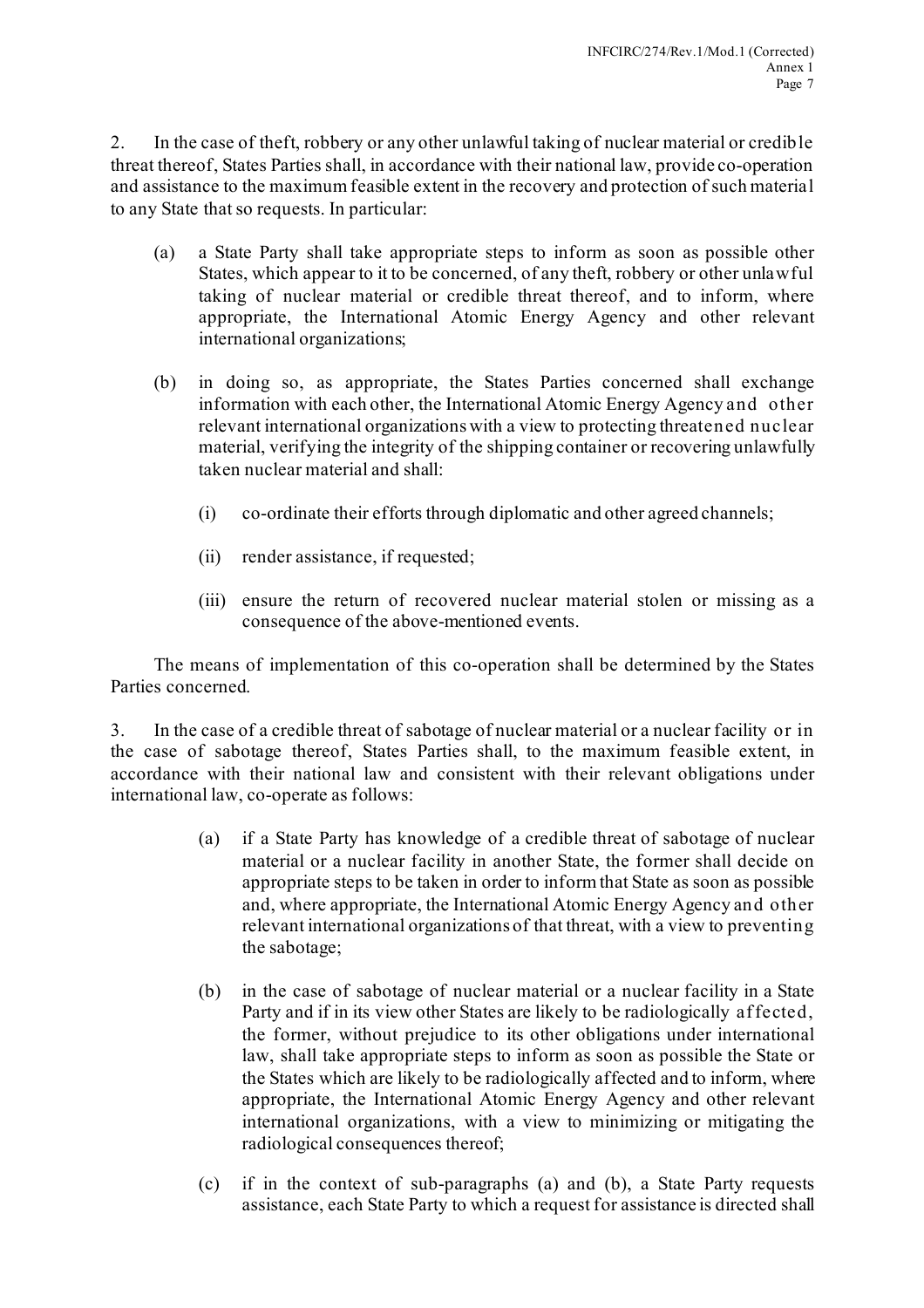2. In the case of theft, robbery or any other unlawful taking of nuclear material or credible threat thereof, States Parties shall, in accordance with their national law, provide co-operation and assistance to the maximum feasible extent in the recovery and protection of such material to any State that so requests. In particular:

(a) a State Party shall take appropriate steps to inform as soon as possible other States, which appear to it to be concerned, of any theft, robbery or other unlawful taking of nuclear material or credible threat thereof, and to inform, where appropriate, the International Atomic Energy Agency and other relevant international organizations;

(b) in doing so, as appropriate, the States Parties concerned shall exchange information with each other, the International Atomic Energy Agency and other relevant international organizations with a view to protecting threatened nuclear material, verifying the integrity of the shipping container or recovering unlawfully taken nuclear material and shall:

(i) co-ordinate their efforts through diplomatic and other agreed channels;

(ii) render assistance, if requested;

(iii) ensure the return of recovered nuclear material stolen or missing as a consequence of the above-mentioned events.

The means of implementation of this co-operation shall be determined by the States Parties concerned.

3. In the case of a credible threat of sabotage of nuclear material or a nuclear facility or in the case of sabotage thereof, States Parties shall, to the maximum feasible extent, in accordance with their national law and consistent with their relevant obligations under international law, co-operate as follows:

(a) if a State Party has knowledge of a credible threat of sabotage of nuclear material or a nuclear facility in another State, the former shall decide on appropriate steps to be taken in order to inform that State as soon as possible and, where appropriate, the International Atomic Energy Agency and other relevant international organizations of that threat, with a view to preventing the sabotage;

(b) in the case of sabotage of nuclear material or a nuclear facility in a State Party and if in its view other States are likely to be radiologically affected, the former, without prejudice to its other obligations under international law, shall take appropriate steps to inform as soon as possible the State or the States which are likely to be radiologically affected and to inform, where appropriate, the International Atomic Energy Agency and other relevant international organizations, with a view to minimizing or mitigating the radiological consequences thereof;

(c) if in the context of sub-paragraphs (a) and (b), a State Party requests assistance, each State Party to which a request for assistance is directed shall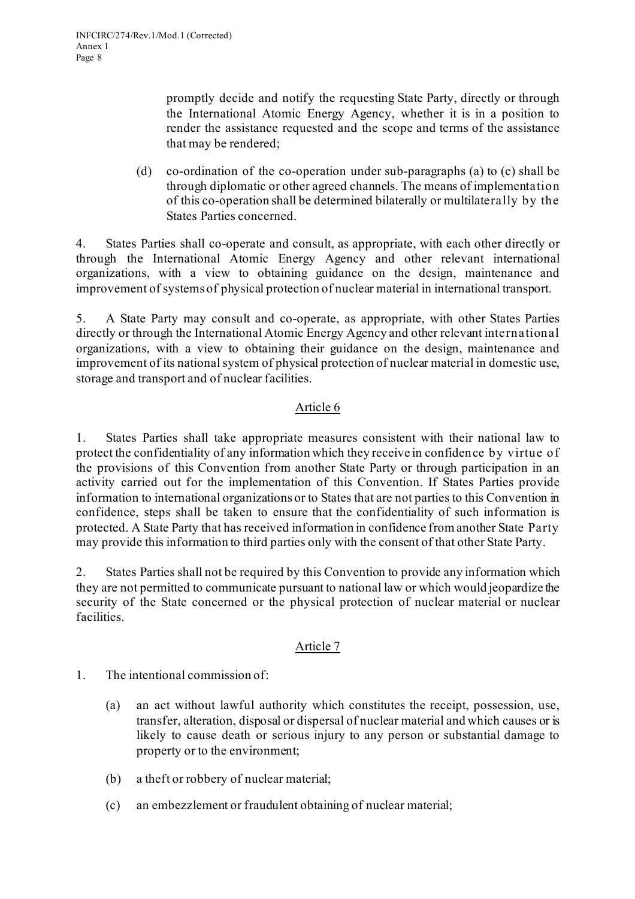promptly decide and notify the requesting State Party, directly or through the International Atomic Energy Agency, whether it is in a position to render the assistance requested and the scope and terms of the assistance that may be rendered;

(d) co-ordination of the co-operation under sub-paragraphs (a) to (c) shall be through diplomatic or other agreed channels. The means of implementation of this co-operation shall be determined bilaterally or multilaterally by the States Parties concerned.

4. States Parties shall co-operate and consult, as appropriate, with each other directly or through the International Atomic Energy Agency and other relevant international organizations, with a view to obtaining guidance on the design, maintenance and improvement of systems of physical protection of nuclear material in international transport.

5. A State Party may consult and co-operate, as appropriate, with other States Parties directly or through the International Atomic Energy Agency and other relevant international organizations, with a view to obtaining their guidance on the design, maintenance and improvement of its national system of physical protection of nuclear material in domestic use, storage and transport and of nuclear facilities.

## Article 6

1. States Parties shall take appropriate measures consistent with their national law to protect the confidentiality of any information which they receive in confidence by virtue of the provisions of this Convention from another State Party or through participation in an activity carried out for the implementation of this Convention. If States Parties provide information to international organizations or to States that are not parties to this Convention in confidence, steps shall be taken to ensure that the confidentiality of such information is protected. A State Party that has received information in confidence from another State Party may provide this information to third parties only with the consent of that other State Party.

2. States Parties shall not be required by this Convention to provide any information which they are not permitted to communicate pursuant to national law or which would jeopardize the security of the State concerned or the physical protection of nuclear material or nuclear facilities.

## Article 7

1. The intentional commission of:

(a) an act without lawful authority which constitutes the receipt, possession, use, transfer, alteration, disposal or dispersal of nuclear material and which causes or is likely to cause death or serious injury to any person or substantial damage to property or to the environment;

(b) a theft or robbery of nuclear material;

(c) an embezzlement or fraudulent obtaining of nuclear material;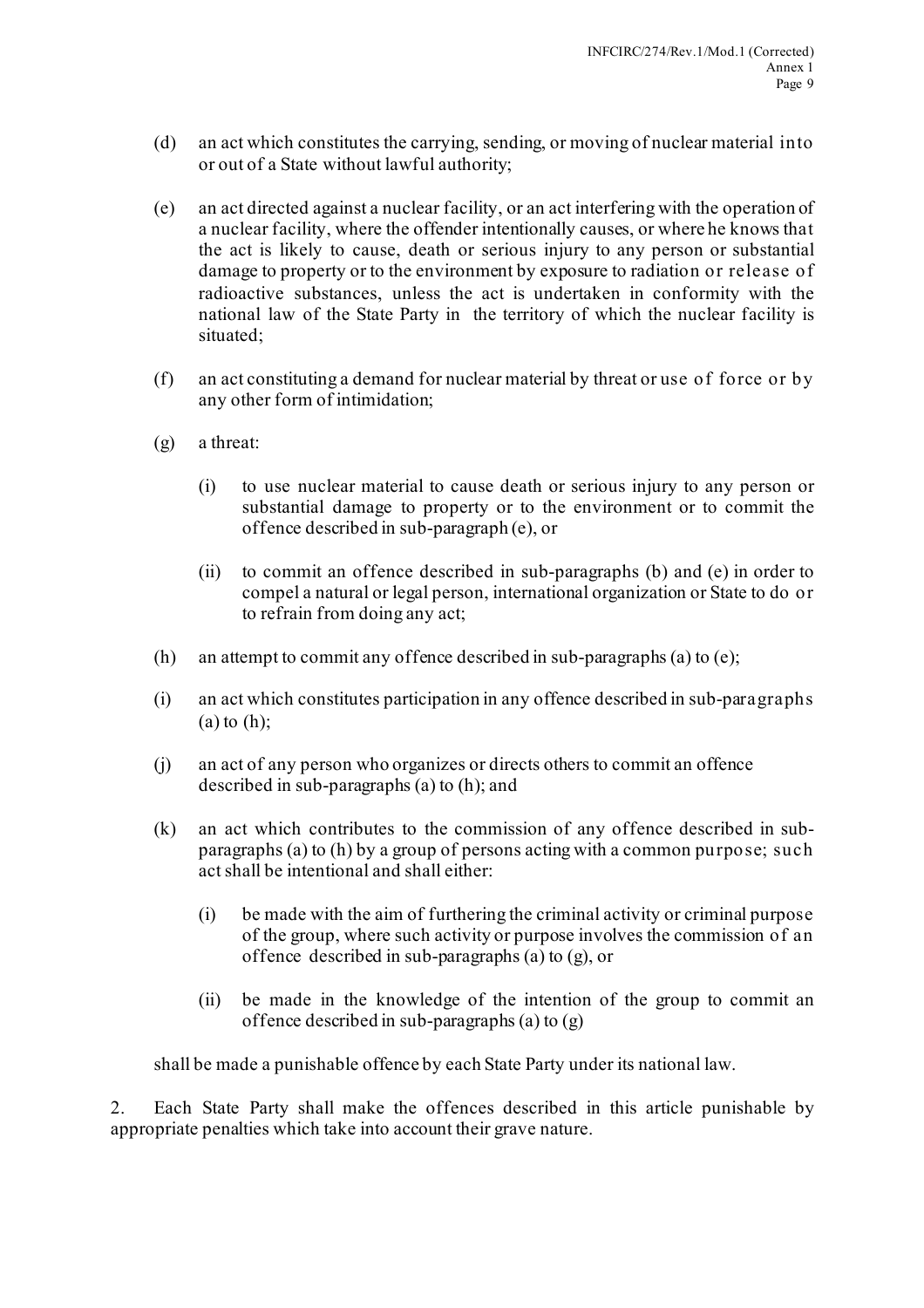(d) an act which constitutes the carrying, sending, or moving of nuclear material into or out of a State without lawful authority;

(e) an act directed against a nuclear facility, or an act interfering with the operation of a nuclear facility, where the offender intentionally causes, or where he knows that the act is likely to cause, death or serious injury to any person or substantial damage to property or to the environment by exposure to radiation or release of radioactive substances, unless the act is undertaken in conformity with the national law of the State Party in the territory of which the nuclear facility is situated;

(f) an act constituting a demand for nuclear material by threat or use of force or by any other form of intimidation;

(g) a threat:

(i) to use nuclear material to cause death or serious injury to any person or substantial damage to property or to the environment or to commit the offence described in sub-paragraph (e), or

(ii) to commit an offence described in sub-paragraphs (b) and (e) in order to compel a natural or legal person, international organization or State to do or to refrain from doing any act;

(h) an attempt to commit any offence described in sub-paragraphs (a) to (e);

(i) an act which constitutes participation in any offence described in sub-paragraphs (a) to (h);

(j) an act of any person who organizes or directs others to commit an offence described in sub-paragraphs (a) to (h); and

(k) an act which contributes to the commission of any offence described in sub-paragraphs (a) to (h) by a group of persons acting with a common purpose; such act shall be intentional and shall either:

(i) be made with the aim of furthering the criminal activity or criminal purpose of the group, where such activity or purpose involves the commission of an offence described in sub-paragraphs (a) to (g), or

(ii) be made in the knowledge of the intention of the group to commit an offence described in sub-paragraphs (a) to (g)

shall be made a punishable offence by each State Party under its national law.

2. Each State Party shall make the offences described in this article punishable by appropriate penalties which take into account their grave nature.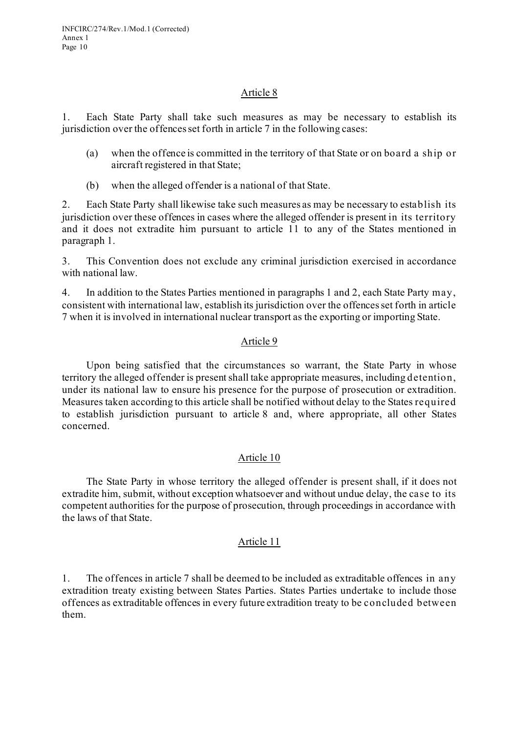## Article 8

1. Each State Party shall take such measures as may be necessary to establish its jurisdiction over the offences set forth in article 7 in the following cases:

   (a) when the offence is committed in the territory of that State or on board a ship or aircraft registered in that State;

   (b) when the alleged offender is a national of that State.

2. Each State Party shall likewise take such measures as may be necessary to establish its jurisdiction over these offences in cases where the alleged offender is present in its territory and it does not extradite him pursuant to article 11 to any of the States mentioned in paragraph 1.

3. This Convention does not exclude any criminal jurisdiction exercised in accordance with national law.

4. In addition to the States Parties mentioned in paragraphs 1 and 2, each State Party may, consistent with international law, establish its jurisdiction over the offences set forth in article 7 when it is involved in international nuclear transport as the exporting or importing State.

## Article 9

Upon being satisfied that the circumstances so warrant, the State Party in whose territory the alleged offender is present shall take appropriate measures, including detention, under its national law to ensure his presence for the purpose of prosecution or extradition. Measures taken according to this article shall be notified without delay to the States required to establish jurisdiction pursuant to article 8 and, where appropriate, all other States concerned.

## Article 10

The State Party in whose territory the alleged offender is present shall, if it does not extradite him, submit, without exception whatsoever and without undue delay, the case to its competent authorities for the purpose of prosecution, through proceedings in accordance with the laws of that State.

## Article 11

1. The offences in article 7 shall be deemed to be included as extraditable offences in any extradition treaty existing between States Parties. States Parties undertake to include those offences as extraditable offences in every future extradition treaty to be concluded between them.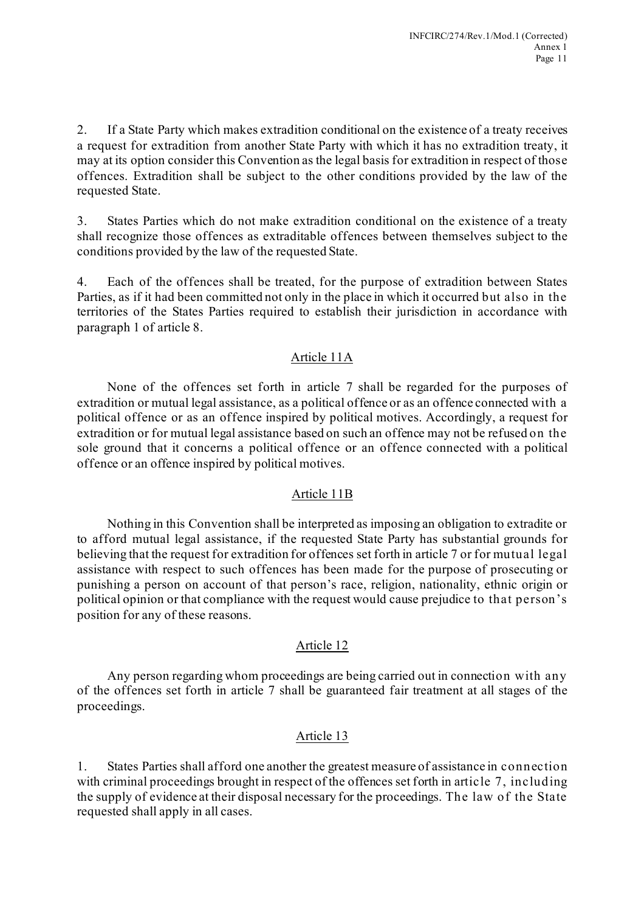2. If a State Party which makes extradition conditional on the existence of a treaty receives a request for extradition from another State Party with which it has no extradition treaty, it may at its option consider this Convention as the legal basis for extradition in respect of those offences. Extradition shall be subject to the other conditions provided by the law of the requested State.

3. States Parties which do not make extradition conditional on the existence of a treaty shall recognize those offences as extraditable offences between themselves subject to the conditions provided by the law of the requested State.

4. Each of the offences shall be treated, for the purpose of extradition between States Parties, as if it had been committed not only in the place in which it occurred but also in the territories of the States Parties required to establish their jurisdiction in accordance with paragraph 1 of article 8.

## Article 11A

None of the offences set forth in article 7 shall be regarded for the purposes of extradition or mutual legal assistance, as a political offence or as an offence connected with a political offence or as an offence inspired by political motives. Accordingly, a request for extradition or for mutual legal assistance based on such an offence may not be refused on the sole ground that it concerns a political offence or an offence connected with a political offence or an offence inspired by political motives.

## Article 11B

Nothing in this Convention shall be interpreted as imposing an obligation to extradite or to afford mutual legal assistance, if the requested State Party has substantial grounds for believing that the request for extradition for offences set forth in article 7 or for mutual legal assistance with respect to such offences has been made for the purpose of prosecuting or punishing a person on account of that person's race, religion, nationality, ethnic origin or political opinion or that compliance with the request would cause prejudice to that person's position for any of these reasons.

## Article 12

Any person regarding whom proceedings are being carried out in connection with any of the offences set forth in article 7 shall be guaranteed fair treatment at all stages of the proceedings.

## Article 13

1. States Parties shall afford one another the greatest measure of assistance in connection with criminal proceedings brought in respect of the offences set forth in article 7, including the supply of evidence at their disposal necessary for the proceedings. The law of the State requested shall apply in all cases.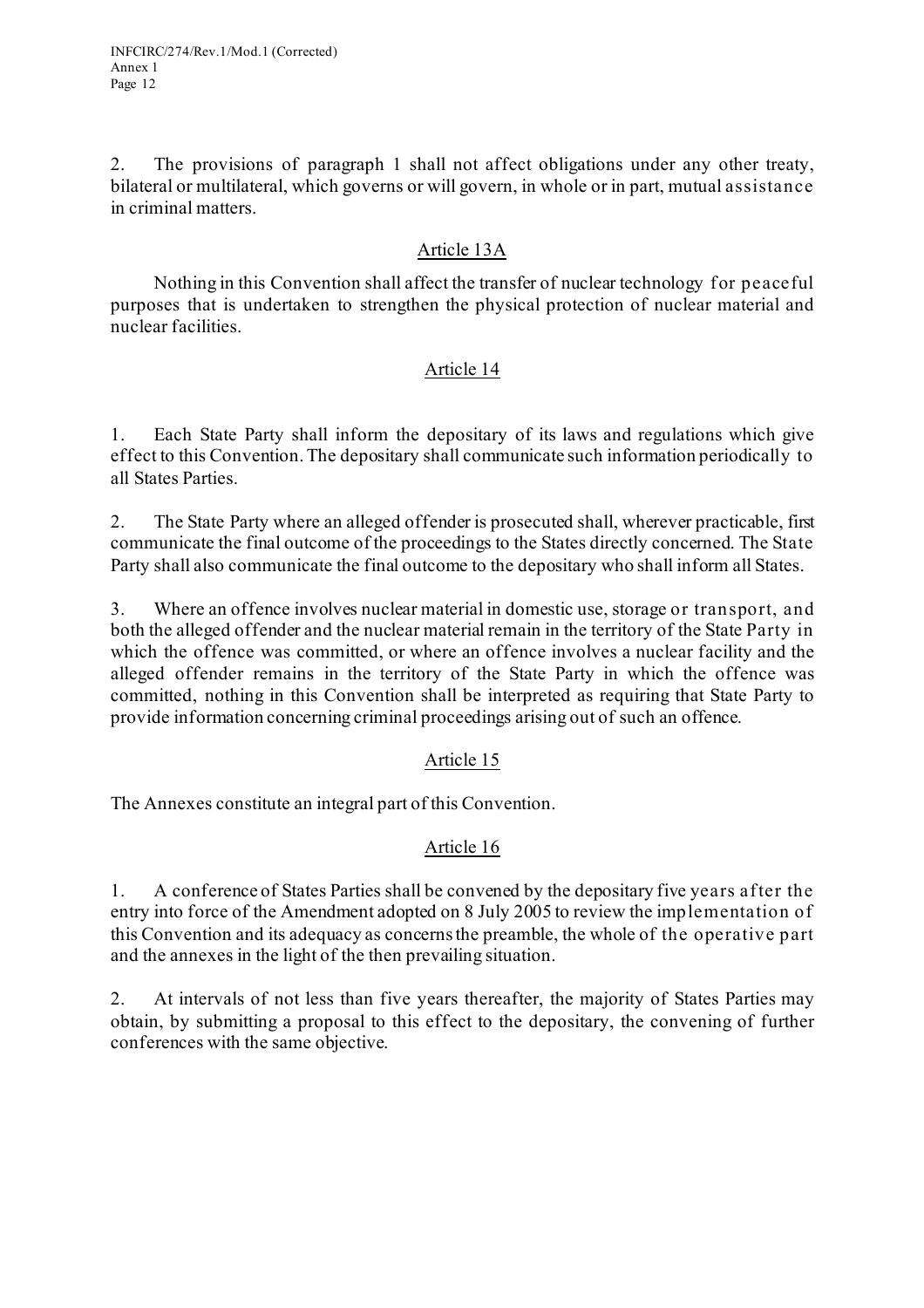2. The provisions of paragraph 1 shall not affect obligations under any other treaty, bilateral or multilateral, which governs or will govern, in whole or in part, mutual assistance in criminal matters.

## Article 13A

Nothing in this Convention shall affect the transfer of nuclear technology for peaceful purposes that is undertaken to strengthen the physical protection of nuclear material and nuclear facilities.

## Article 14

1. Each State Party shall inform the depositary of its laws and regulations which give effect to this Convention. The depositary shall communicate such information periodically to all States Parties.

2. The State Party where an alleged offender is prosecuted shall, wherever practicable, first communicate the final outcome of the proceedings to the States directly concerned. The State Party shall also communicate the final outcome to the depositary who shall inform all States.

3. Where an offence involves nuclear material in domestic use, storage or transport, and both the alleged offender and the nuclear material remain in the territory of the State Party in which the offence was committed, or where an offence involves a nuclear facility and the alleged offender remains in the territory of the State Party in which the offence was committed, nothing in this Convention shall be interpreted as requiring that State Party to provide information concerning criminal proceedings arising out of such an offence.

## Article 15

The Annexes constitute an integral part of this Convention.

## Article 16

1. A conference of States Parties shall be convened by the depositary five years after the entry into force of the Amendment adopted on 8 July 2005 to review the implementation of this Convention and its adequacy as concerns the preamble, the whole of the operative part and the annexes in the light of the then prevailing situation.

2. At intervals of not less than five years thereafter, the majority of States Parties may obtain, by submitting a proposal to this effect to the depositary, the convening of further conferences with the same objective.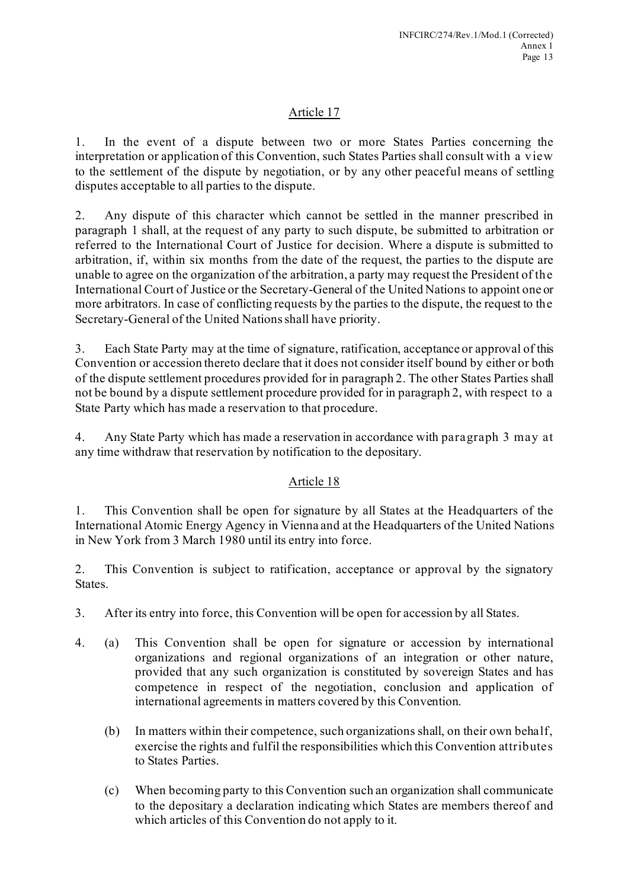## Article 17

1. In the event of a dispute between two or more States Parties concerning the interpretation or application of this Convention, such States Parties shall consult with a view to the settlement of the dispute by negotiation, or by any other peaceful means of settling disputes acceptable to all parties to the dispute.

2. Any dispute of this character which cannot be settled in the manner prescribed in paragraph 1 shall, at the request of any party to such dispute, be submitted to arbitration or referred to the International Court of Justice for decision. Where a dispute is submitted to arbitration, if, within six months from the date of the request, the parties to the dispute are unable to agree on the organization of the arbitration, a party may request the President of the International Court of Justice or the Secretary-General of the United Nations to appoint one or more arbitrators. In case of conflicting requests by the parties to the dispute, the request to the Secretary-General of the United Nations shall have priority.

3. Each State Party may at the time of signature, ratification, acceptance or approval of this Convention or accession thereto declare that it does not consider itself bound by either or both of the dispute settlement procedures provided for in paragraph 2. The other States Parties shall not be bound by a dispute settlement procedure provided for in paragraph 2, with respect to a State Party which has made a reservation to that procedure.

4. Any State Party which has made a reservation in accordance with paragraph 3 may at any time withdraw that reservation by notification to the depositary.

## Article 18

1. This Convention shall be open for signature by all States at the Headquarters of the International Atomic Energy Agency in Vienna and at the Headquarters of the United Nations in New York from 3 March 1980 until its entry into force.

2. This Convention is subject to ratification, acceptance or approval by the signatory States.

3. After its entry into force, this Convention will be open for accession by all States.

4. (a) This Convention shall be open for signature or accession by international organizations and regional organizations of an integration or other nature, provided that any such organization is constituted by sovereign States and has competence in respect of the negotiation, conclusion and application of international agreements in matters covered by this Convention.

   (b) In matters within their competence, such organizations shall, on their own behalf, exercise the rights and fulfil the responsibilities which this Convention attributes to States Parties.

   (c) When becoming party to this Convention such an organization shall communicate to the depositary a declaration indicating which States are members thereof and which articles of this Convention do not apply to it.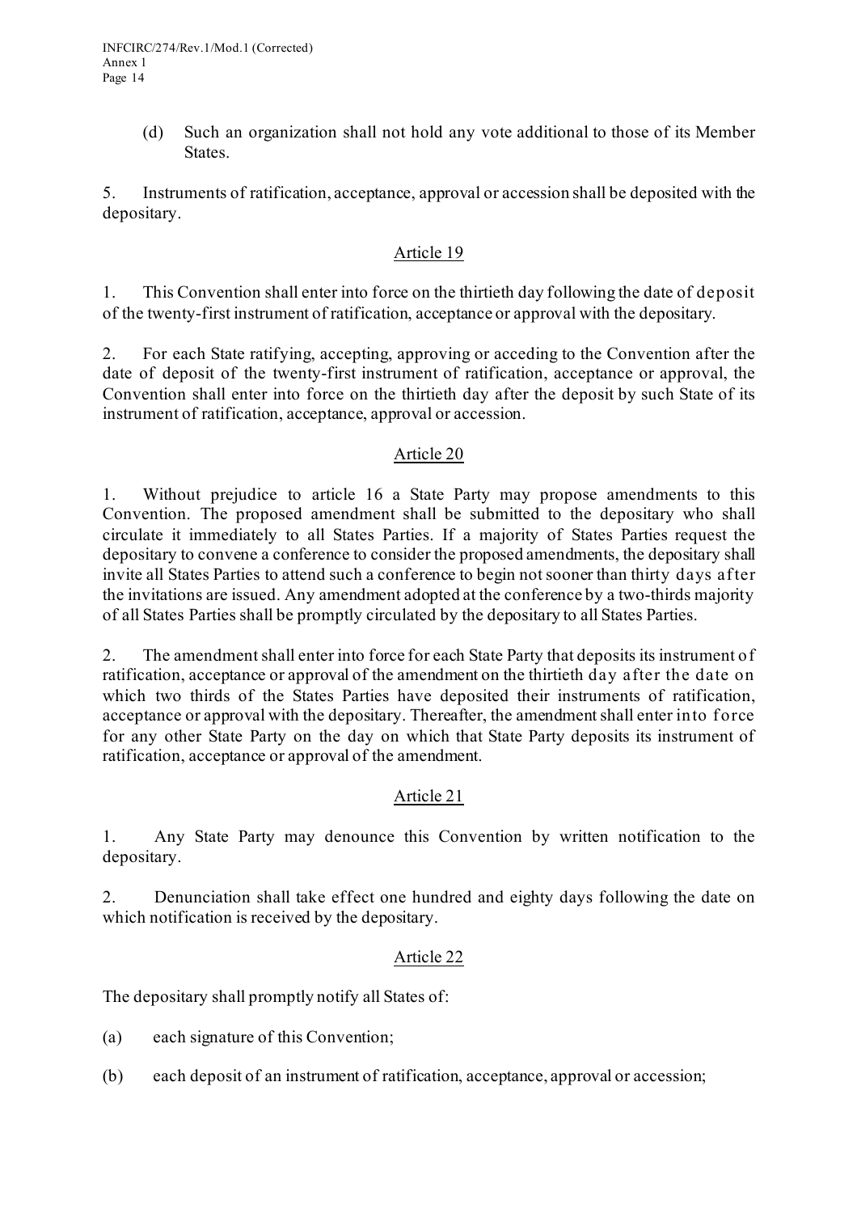(d) Such an organization shall not hold any vote additional to those of its Member States.

5. Instruments of ratification, acceptance, approval or accession shall be deposited with the depositary.

## Article 19

1. This Convention shall enter into force on the thirtieth day following the date of deposit of the twenty-first instrument of ratification, acceptance or approval with the depositary.

2. For each State ratifying, accepting, approving or acceding to the Convention after the date of deposit of the twenty-first instrument of ratification, acceptance or approval, the Convention shall enter into force on the thirtieth day after the deposit by such State of its instrument of ratification, acceptance, approval or accession.

## Article 20

1. Without prejudice to article 16 a State Party may propose amendments to this Convention. The proposed amendment shall be submitted to the depositary who shall circulate it immediately to all States Parties. If a majority of States Parties request the depositary to convene a conference to consider the proposed amendments, the depositary shall invite all States Parties to attend such a conference to begin not sooner than thirty days after the invitations are issued. Any amendment adopted at the conference by a two-thirds majority of all States Parties shall be promptly circulated by the depositary to all States Parties.

2. The amendment shall enter into force for each State Party that deposits its instrument of ratification, acceptance or approval of the amendment on the thirtieth day after the date on which two thirds of the States Parties have deposited their instruments of ratification, acceptance or approval with the depositary. Thereafter, the amendment shall enter into force for any other State Party on the day on which that State Party deposits its instrument of ratification, acceptance or approval of the amendment.

## Article 21

1. Any State Party may denounce this Convention by written notification to the depositary.

2. Denunciation shall take effect one hundred and eighty days following the date on which notification is received by the depositary.

## Article 22

The depositary shall promptly notify all States of:

(a) each signature of this Convention;

(b) each deposit of an instrument of ratification, acceptance, approval or accession;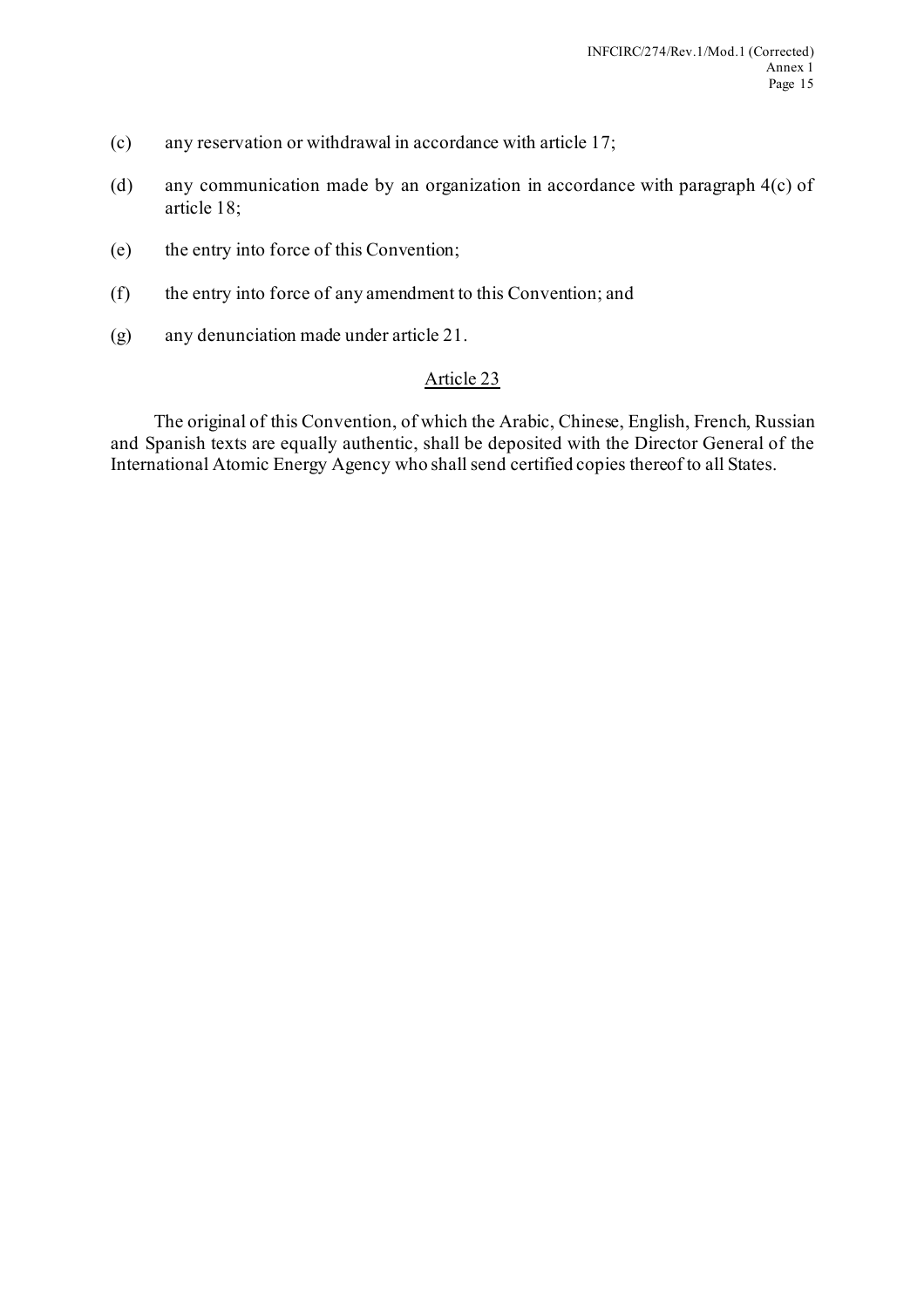(c) any reservation or withdrawal in accordance with article 17;

(d) any communication made by an organization in accordance with paragraph 4(c) of article 18;

(e) the entry into force of this Convention;

(f) the entry into force of any amendment to this Convention; and

(g) any denunciation made under article 21.

## Article 23

The original of this Convention, of which the Arabic, Chinese, English, French, Russian and Spanish texts are equally authentic, shall be deposited with the Director General of the International Atomic Energy Agency who shall send certified copies thereof to all States.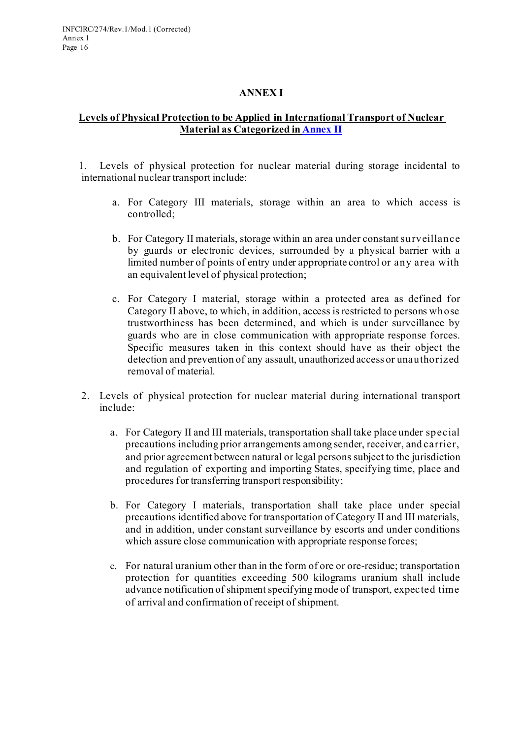# ANNEX I

## Levels of Physical Protection to be Applied in International Transport of Nuclear Material as Categorized in Annex II

1. Levels of physical protection for nuclear material during storage incidental to international nuclear transport include:

   a. For Category III materials, storage within an area to which access is controlled;

   b. For Category II materials, storage within an area under constant surveillance by guards or electronic devices, surrounded by a physical barrier with a limited number of points of entry under appropriate control or any area with an equivalent level of physical protection;

   c. For Category I material, storage within a protected area as defined for Category II above, to which, in addition, access is restricted to persons whose trustworthiness has been determined, and which is under surveillance by guards who are in close communication with appropriate response forces. Specific measures taken in this context should have as their object the detection and prevention of any assault, unauthorized access or unauthorized removal of material.

2. Levels of physical protection for nuclear material during international transport include:

   a. For Category II and III materials, transportation shall take place under special precautions including prior arrangements among sender, receiver, and carrier, and prior agreement between natural or legal persons subject to the jurisdiction and regulation of exporting and importing States, specifying time, place and procedures for transferring transport responsibility;

   b. For Category I materials, transportation shall take place under special precautions identified above for transportation of Category II and III materials, and in addition, under constant surveillance by escorts and under conditions which assure close communication with appropriate response forces;

   c. For natural uranium other than in the form of ore or ore-residue; transportation protection for quantities exceeding 500 kilograms uranium shall include advance notification of shipment specifying mode of transport, expected time of arrival and confirmation of receipt of shipment.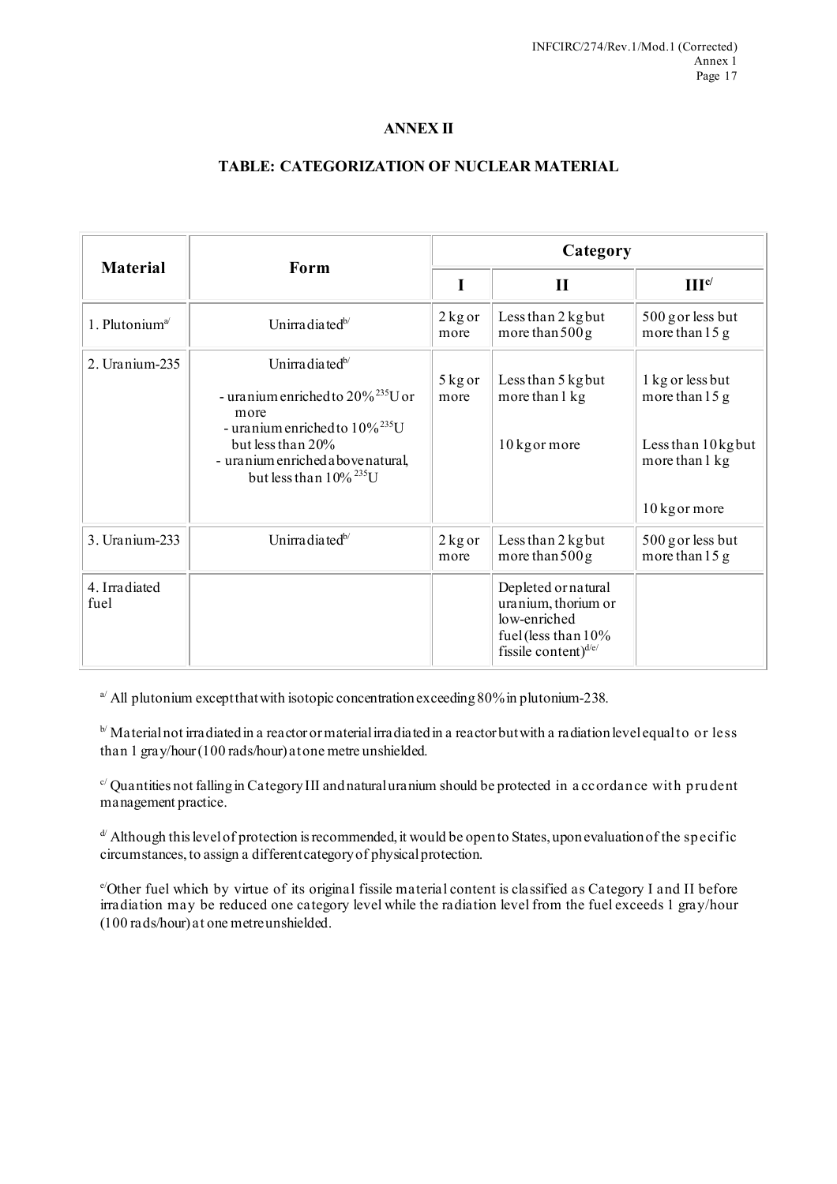## ANNEX II

### TABLE: CATEGORIZATION OF NUCLEAR MATERIAL

| Material | Form | Category | | |
|---|---|---|---|---|
| | | I | II | III[c/] |
| 1. Plutonium[a/] | Unirradiated[b/] | 2 kg or more | Less than 2 kg but more than 500 g | 500 g or less but more than 15 g |
| 2. Uranium-235 | Unirradiated[b/] - uranium enriched to 20% $^{235}$U or more | 5 kg or more | Less than 5 kg but more than 1 kg | 1 kg or less but more than 15 g |
| | - uranium enriched to 10% $^{235}$U but less than 20% | | 10 kg or more | Less than 10 kg but more than 1 kg |
| | - uranium enriched above natural, but less than 10% $^{235}$U | | | 10 kg or more |
| 3. Uranium-233 | Unirradiated[b/] | 2 kg or more | Less than 2 kg but more than 500 g | 500 g or less but more than 15 g |
| 4. Irradiated fuel | | | Depleted or natural uranium, thorium or low-enriched fuel (less than 10% fissile content)[d/e/] | |

[a/] All plutonium except that with isotopic concentration exceeding 80% in plutonium-238.

[b/] Material not irradiated in a reactor or material irradiated in a reactor but with a radiation level equal to or less than 1 gray/hour (100 rads/hour) at one metre unshielded.

[c/] Quantities not falling in Category III and natural uranium should be protected in accordance with prudent management practice.

[d/] Although this level of protection is recommended, it would be open to States, upon evaluation of the specific circumstances, to assign a different category of physical protection.

[e/] Other fuel which by virtue of its original fissile material content is classified as Category I and II before irradiation may be reduced one category level while the radiation level from the fuel exceeds 1 gray/hour (100 rads/hour) at one metre unshielded.